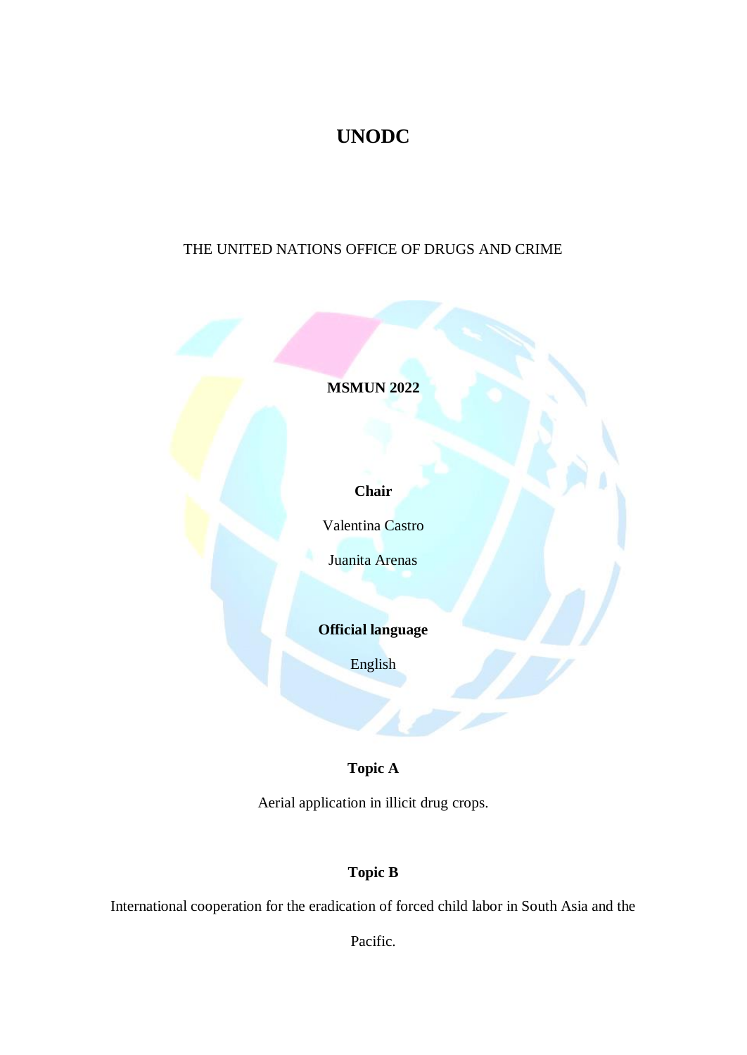# UNODC

THE UNITED NATIONS OFFICE OF DRUGS AND CRIME

**MSMUN 2022**

**Chair**

Valentina Castro

Juanita Arenas

**Official language**

English

**Topic A**

Aerial application in illicit drug crops.

**Topic B**

International cooperation for the eradication of forced child labor in South Asia and the Pacific.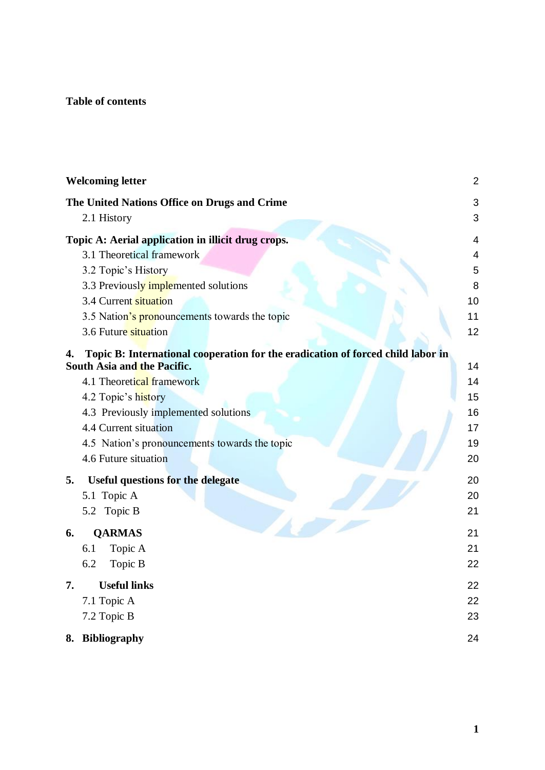# Table of contents

| | |
|---|---|
| **Welcoming letter** | 2 |
| **The United Nations Office on Drugs and Crime** | 3 |
| 2.1 History | 3 |
| **Topic A: Aerial application in illicit drug crops.** | 4 |
| 3.1 Theoretical framework | 4 |
| 3.2 Topic's History | 5 |
| 3.3 Previously implemented solutions | 8 |
| 3.4 Current situation | 10 |
| 3.5 Nation's pronouncements towards the topic | 11 |
| 3.6 Future situation | 12 |
| **4. Topic B: International cooperation for the eradication of forced child labor in South Asia and the Pacific.** | 14 |
| 4.1 Theoretical framework | 14 |
| 4.2 Topic's history | 15 |
| 4.3 Previously implemented solutions | 16 |
| 4.4 Current situation | 17 |
| 4.5 Nation's pronouncements towards the topic | 19 |
| 4.6 Future situation | 20 |
| **5. Useful questions for the delegate** | 20 |
| 5.1 Topic A | 20 |
| 5.2 Topic B | 21 |
| **6. QARMAS** | 21 |
| 6.1 Topic A | 21 |
| 6.2 Topic B | 22 |
| **7. Useful links** | 22 |
| 7.1 Topic A | 22 |
| 7.2 Topic B | 23 |
| **8. Bibliography** | 24 |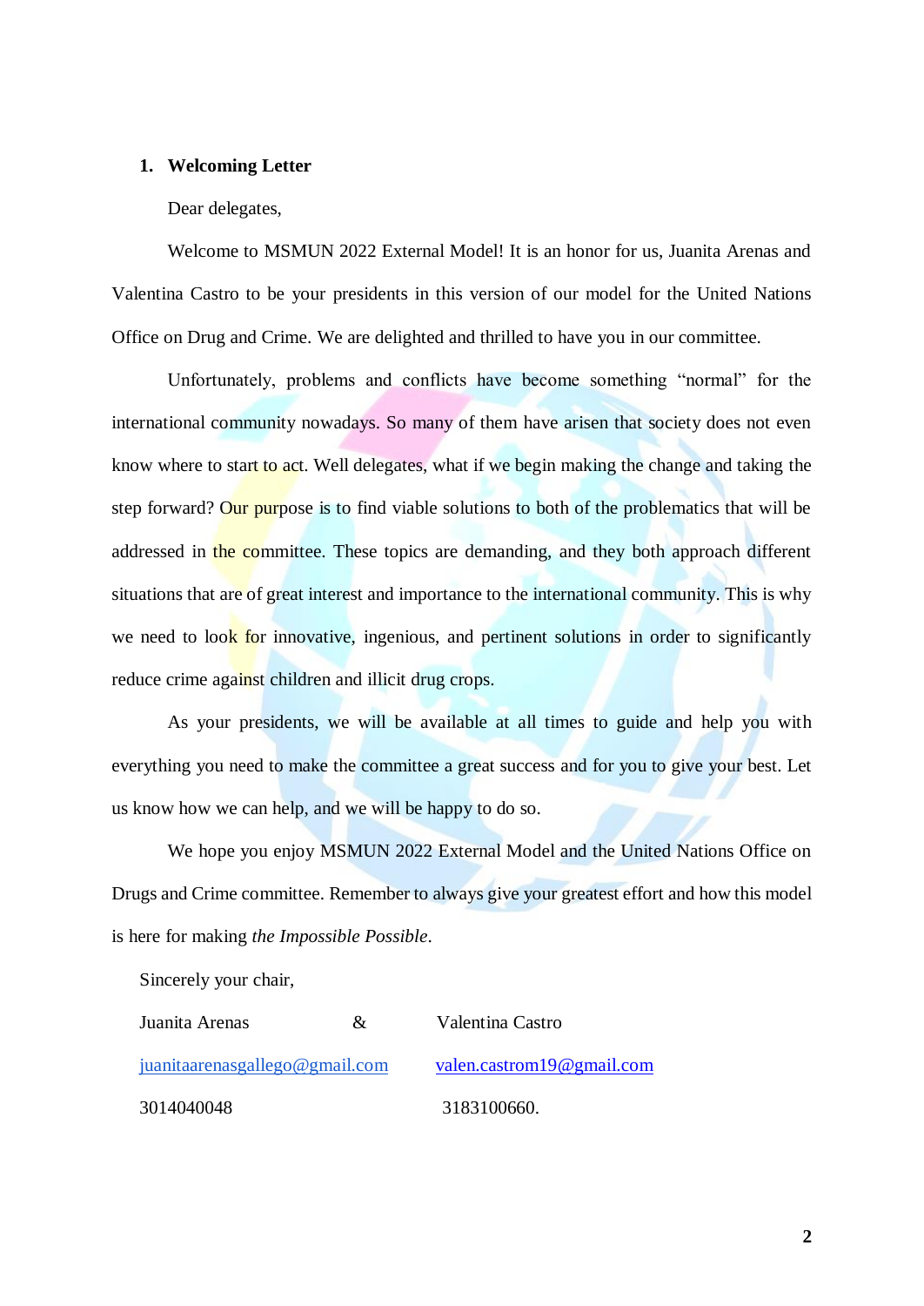## 1. Welcoming Letter

Dear delegates,

Welcome to MSMUN 2022 External Model! It is an honor for us, Juanita Arenas and Valentina Castro to be your presidents in this version of our model for the United Nations Office on Drug and Crime. We are delighted and thrilled to have you in our committee.

Unfortunately, problems and conflicts have become something "normal" for the international community nowadays. So many of them have arisen that society does not even know where to start to act. Well delegates, what if we begin making the change and taking the step forward? Our purpose is to find viable solutions to both of the problematics that will be addressed in the committee. These topics are demanding, and they both approach different situations that are of great interest and importance to the international community. This is why we need to look for innovative, ingenious, and pertinent solutions in order to significantly reduce crime against children and illicit drug crops.

As your presidents, we will be available at all times to guide and help you with everything you need to make the committee a great success and for you to give your best. Let us know how we can help, and we will be happy to do so.

We hope you enjoy MSMUN 2022 External Model and the United Nations Office on Drugs and Crime committee. Remember to always give your greatest effort and how this model is here for making *the Impossible Possible*.

Sincerely your chair,

| Juanita Arenas | & | Valentina Castro |
|---|---|---|
| juanitaarenasgallego@gmail.com | | valen.castrom19@gmail.com |
| 3014040048 | | 3183100660. |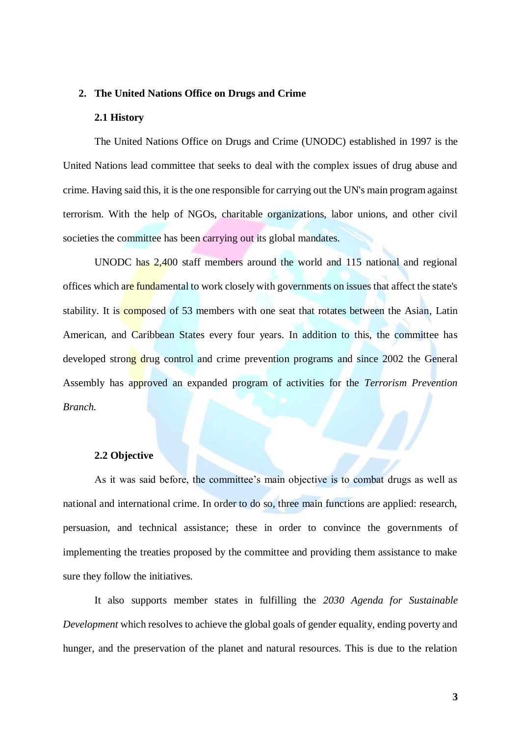## 2. The United Nations Office on Drugs and Crime

### 2.1 History

The United Nations Office on Drugs and Crime (UNODC) established in 1997 is the United Nations lead committee that seeks to deal with the complex issues of drug abuse and crime. Having said this, it is the one responsible for carrying out the UN's main program against terrorism. With the help of NGOs, charitable organizations, labor unions, and other civil societies the committee has been carrying out its global mandates.

UNODC has 2,400 staff members around the world and 115 national and regional offices which are fundamental to work closely with governments on issues that affect the state's stability. It is composed of 53 members with one seat that rotates between the Asian, Latin American, and Caribbean States every four years. In addition to this, the committee has developed strong drug control and crime prevention programs and since 2002 the General Assembly has approved an expanded program of activities for the *Terrorism Prevention Branch.*

### 2.2 Objective

As it was said before, the committee's main objective is to combat drugs as well as national and international crime. In order to do so, three main functions are applied: research, persuasion, and technical assistance; these in order to convince the governments of implementing the treaties proposed by the committee and providing them assistance to make sure they follow the initiatives.

It also supports member states in fulfilling the *2030 Agenda for Sustainable Development* which resolves to achieve the global goals of gender equality, ending poverty and hunger, and the preservation of the planet and natural resources. This is due to the relation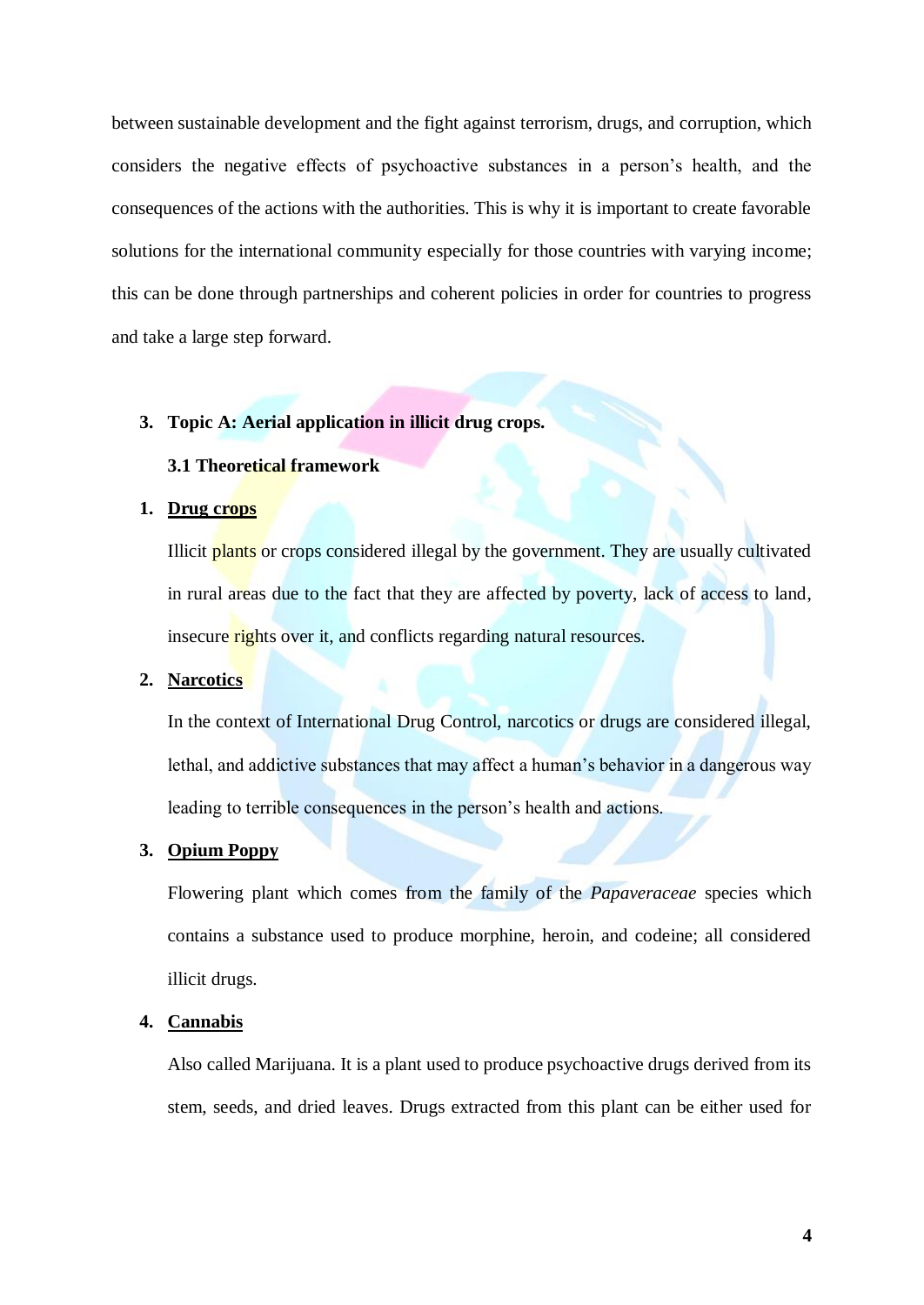between sustainable development and the fight against terrorism, drugs, and corruption, which considers the negative effects of psychoactive substances in a person's health, and the consequences of the actions with the authorities. This is why it is important to create favorable solutions for the international community especially for those countries with varying income; this can be done through partnerships and coherent policies in order for countries to progress and take a large step forward.

## 3. Topic A: Aerial application in illicit drug crops.

### 3.1 Theoretical framework

1. **<u>Drug crops</u>**

   Illicit plants or crops considered illegal by the government. They are usually cultivated in rural areas due to the fact that they are affected by poverty, lack of access to land, insecure rights over it, and conflicts regarding natural resources.

2. **<u>Narcotics</u>**

   In the context of International Drug Control, narcotics or drugs are considered illegal, lethal, and addictive substances that may affect a human's behavior in a dangerous way leading to terrible consequences in the person's health and actions.

3. **<u>Opium Poppy</u>**

   Flowering plant which comes from the family of the *Papaveraceae* species which contains a substance used to produce morphine, heroin, and codeine; all considered illicit drugs.

4. **<u>Cannabis</u>**

   Also called Marijuana. It is a plant used to produce psychoactive drugs derived from its stem, seeds, and dried leaves. Drugs extracted from this plant can be either used for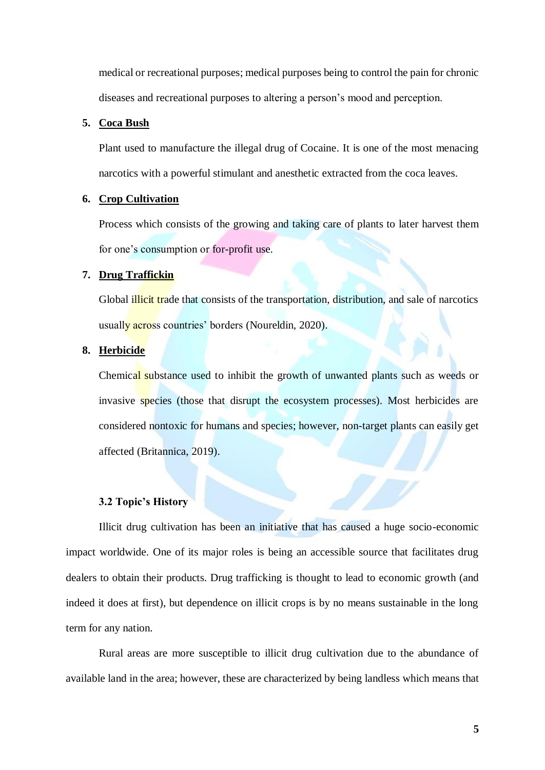medical or recreational purposes; medical purposes being to control the pain for chronic diseases and recreational purposes to altering a person's mood and perception.

5. **<u>Coca Bush</u>**

   Plant used to manufacture the illegal drug of Cocaine. It is one of the most menacing narcotics with a powerful stimulant and anesthetic extracted from the coca leaves.

6. **<u>Crop Cultivation</u>**

   Process which consists of the growing and taking care of plants to later harvest them for one's consumption or for-profit use.

7. **<u>Drug Traffickin</u>**

   Global illicit trade that consists of the transportation, distribution, and sale of narcotics usually across countries' borders (Noureldin, 2020).

8. **<u>Herbicide</u>**

   Chemical substance used to inhibit the growth of unwanted plants such as weeds or invasive species (those that disrupt the ecosystem processes). Most herbicides are considered nontoxic for humans and species; however, non-target plants can easily get affected (Britannica, 2019).

### 3.2 Topic's History

Illicit drug cultivation has been an initiative that has caused a huge socio-economic impact worldwide. One of its major roles is being an accessible source that facilitates drug dealers to obtain their products. Drug trafficking is thought to lead to economic growth (and indeed it does at first), but dependence on illicit crops is by no means sustainable in the long term for any nation.

Rural areas are more susceptible to illicit drug cultivation due to the abundance of available land in the area; however, these are characterized by being landless which means that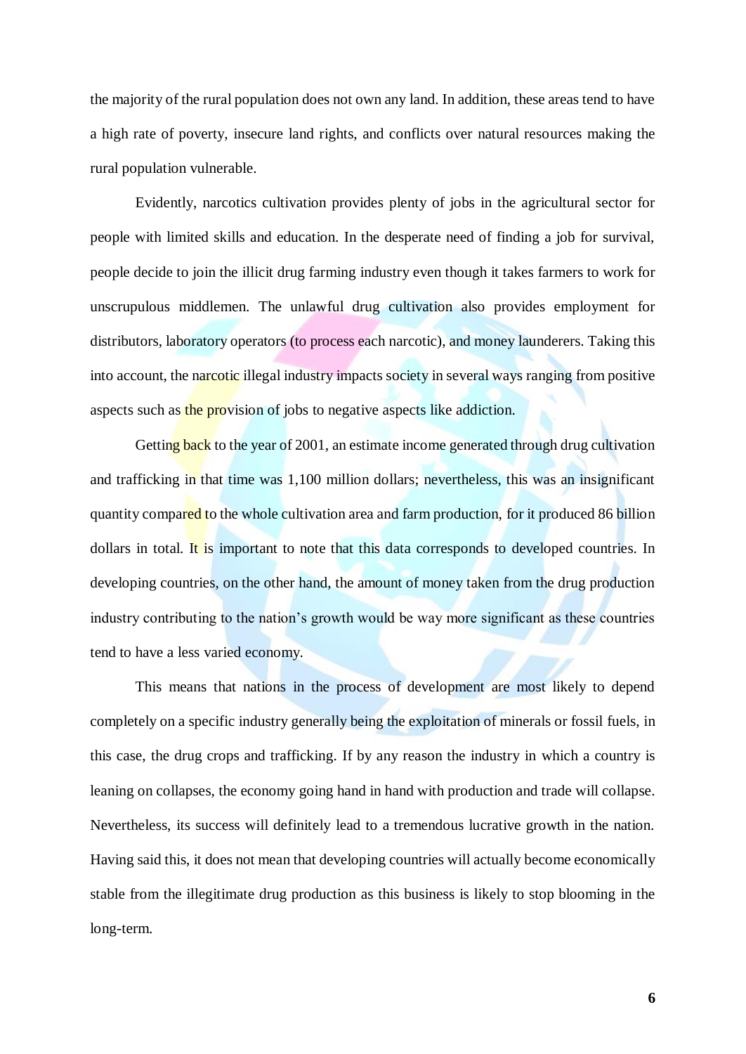the majority of the rural population does not own any land. In addition, these areas tend to have a high rate of poverty, insecure land rights, and conflicts over natural resources making the rural population vulnerable.

Evidently, narcotics cultivation provides plenty of jobs in the agricultural sector for people with limited skills and education. In the desperate need of finding a job for survival, people decide to join the illicit drug farming industry even though it takes farmers to work for unscrupulous middlemen. The unlawful drug cultivation also provides employment for distributors, laboratory operators (to process each narcotic), and money launderers. Taking this into account, the narcotic illegal industry impacts society in several ways ranging from positive aspects such as the provision of jobs to negative aspects like addiction.

Getting back to the year of 2001, an estimate income generated through drug cultivation and trafficking in that time was 1,100 million dollars; nevertheless, this was an insignificant quantity compared to the whole cultivation area and farm production, for it produced 86 billion dollars in total. It is important to note that this data corresponds to developed countries. In developing countries, on the other hand, the amount of money taken from the drug production industry contributing to the nation's growth would be way more significant as these countries tend to have a less varied economy.

This means that nations in the process of development are most likely to depend completely on a specific industry generally being the exploitation of minerals or fossil fuels, in this case, the drug crops and trafficking. If by any reason the industry in which a country is leaning on collapses, the economy going hand in hand with production and trade will collapse. Nevertheless, its success will definitely lead to a tremendous lucrative growth in the nation. Having said this, it does not mean that developing countries will actually become economically stable from the illegitimate drug production as this business is likely to stop blooming in the long-term.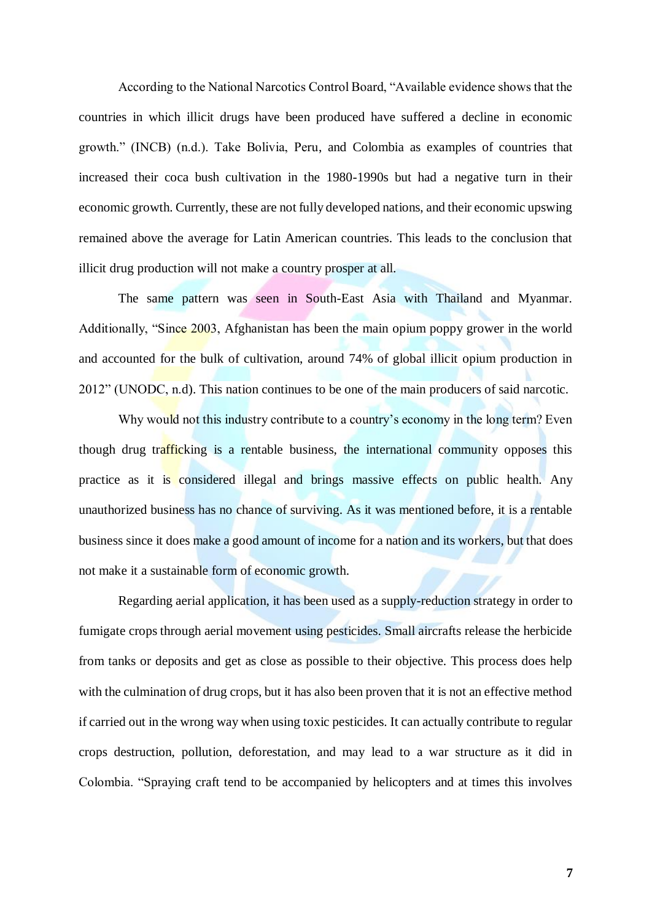According to the National Narcotics Control Board, "Available evidence shows that the countries in which illicit drugs have been produced have suffered a decline in economic growth." (INCB) (n.d.). Take Bolivia, Peru, and Colombia as examples of countries that increased their coca bush cultivation in the 1980-1990s but had a negative turn in their economic growth. Currently, these are not fully developed nations, and their economic upswing remained above the average for Latin American countries. This leads to the conclusion that illicit drug production will not make a country prosper at all.

The same pattern was seen in South-East Asia with Thailand and Myanmar. Additionally, "Since 2003, Afghanistan has been the main opium poppy grower in the world and accounted for the bulk of cultivation, around 74% of global illicit opium production in 2012" (UNODC, n.d). This nation continues to be one of the main producers of said narcotic.

Why would not this industry contribute to a country's economy in the long term? Even though drug trafficking is a rentable business, the international community opposes this practice as it is considered illegal and brings massive effects on public health. Any unauthorized business has no chance of surviving. As it was mentioned before, it is a rentable business since it does make a good amount of income for a nation and its workers, but that does not make it a sustainable form of economic growth.

Regarding aerial application, it has been used as a supply-reduction strategy in order to fumigate crops through aerial movement using pesticides. Small aircrafts release the herbicide from tanks or deposits and get as close as possible to their objective. This process does help with the culmination of drug crops, but it has also been proven that it is not an effective method if carried out in the wrong way when using toxic pesticides. It can actually contribute to regular crops destruction, pollution, deforestation, and may lead to a war structure as it did in Colombia. "Spraying craft tend to be accompanied by helicopters and at times this involves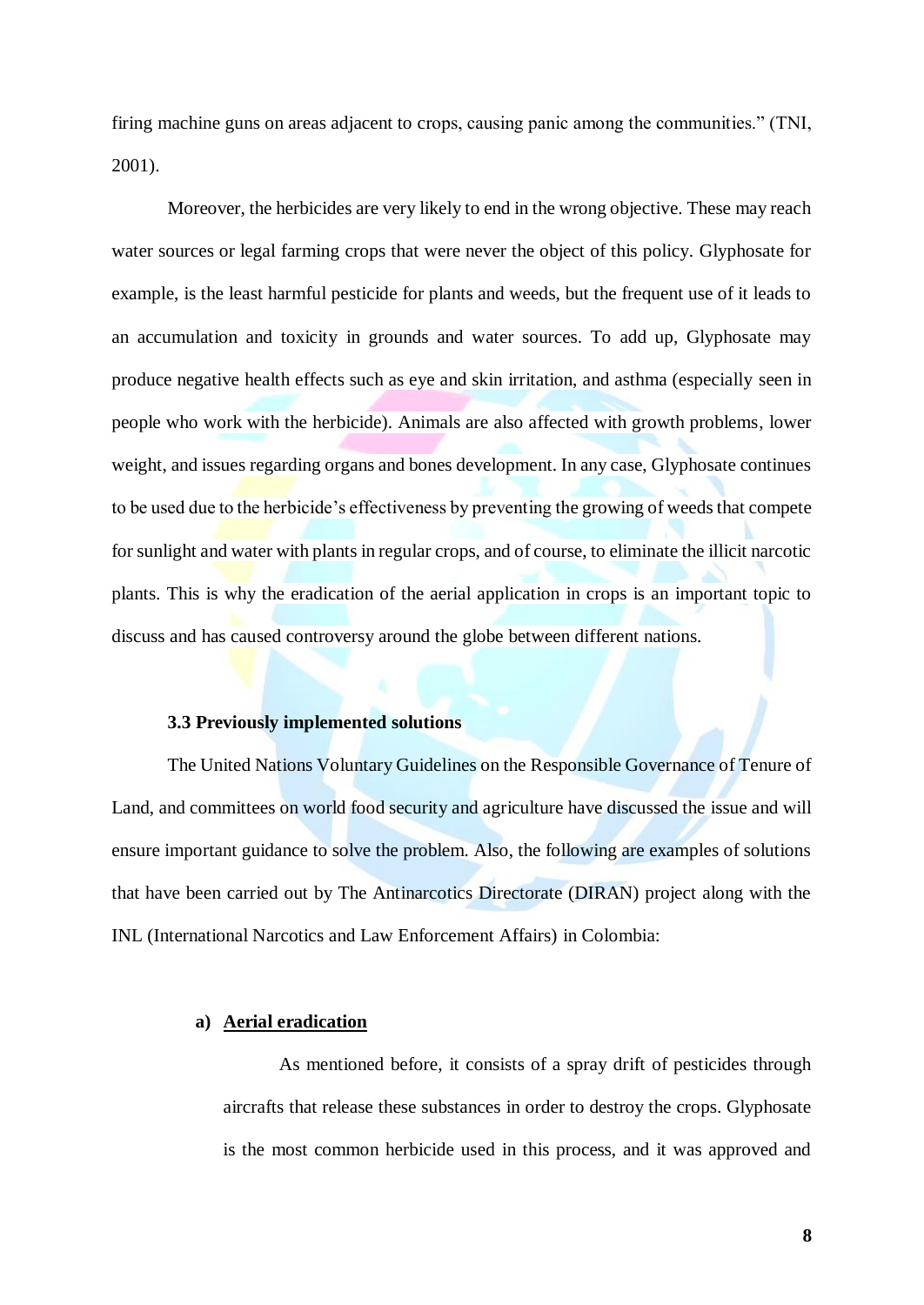firing machine guns on areas adjacent to crops, causing panic among the communities." (TNI, 2001).

Moreover, the herbicides are very likely to end in the wrong objective. These may reach water sources or legal farming crops that were never the object of this policy. Glyphosate for example, is the least harmful pesticide for plants and weeds, but the frequent use of it leads to an accumulation and toxicity in grounds and water sources. To add up, Glyphosate may produce negative health effects such as eye and skin irritation, and asthma (especially seen in people who work with the herbicide). Animals are also affected with growth problems, lower weight, and issues regarding organs and bones development. In any case, Glyphosate continues to be used due to the herbicide's effectiveness by preventing the growing of weeds that compete for sunlight and water with plants in regular crops, and of course, to eliminate the illicit narcotic plants. This is why the eradication of the aerial application in crops is an important topic to discuss and has caused controversy around the globe between different nations.

### 3.3 Previously implemented solutions

The United Nations Voluntary Guidelines on the Responsible Governance of Tenure of Land, and committees on world food security and agriculture have discussed the issue and will ensure important guidance to solve the problem. Also, the following are examples of solutions that have been carried out by The Antinarcotics Directorate (DIRAN) project along with the INL (International Narcotics and Law Enforcement Affairs) in Colombia:

**a) <u>Aerial eradication</u>**

As mentioned before, it consists of a spray drift of pesticides through aircrafts that release these substances in order to destroy the crops. Glyphosate is the most common herbicide used in this process, and it was approved and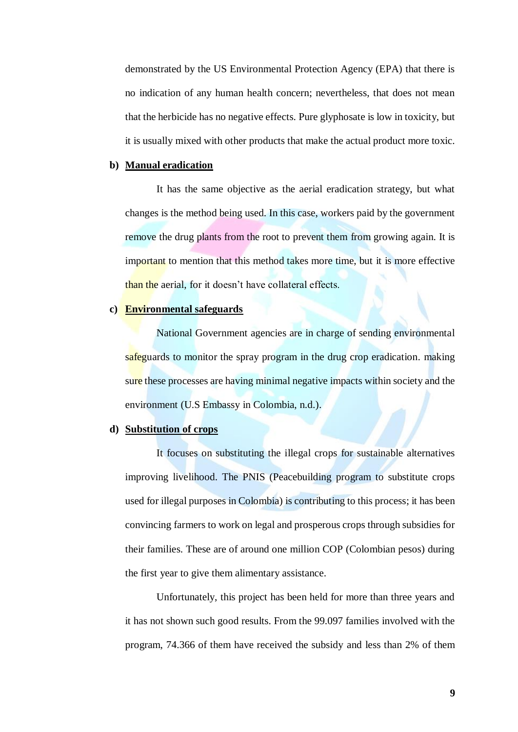demonstrated by the US Environmental Protection Agency (EPA) that there is no indication of any human health concern; nevertheless, that does not mean that the herbicide has no negative effects. Pure glyphosate is low in toxicity, but it is usually mixed with other products that make the actual product more toxic.

**b) Manual eradication**

It has the same objective as the aerial eradication strategy, but what changes is the method being used. In this case, workers paid by the government remove the drug plants from the root to prevent them from growing again. It is important to mention that this method takes more time, but it is more effective than the aerial, for it doesn't have collateral effects.

**c) Environmental safeguards**

National Government agencies are in charge of sending environmental safeguards to monitor the spray program in the drug crop eradication. making sure these processes are having minimal negative impacts within society and the environment (U.S Embassy in Colombia, n.d.).

**d) Substitution of crops**

It focuses on substituting the illegal crops for sustainable alternatives improving livelihood. The PNIS (Peacebuilding program to substitute crops used for illegal purposes in Colombia) is contributing to this process; it has been convincing farmers to work on legal and prosperous crops through subsidies for their families. These are of around one million COP (Colombian pesos) during the first year to give them alimentary assistance.

Unfortunately, this project has been held for more than three years and it has not shown such good results. From the 99.097 families involved with the program, 74.366 of them have received the subsidy and less than 2% of them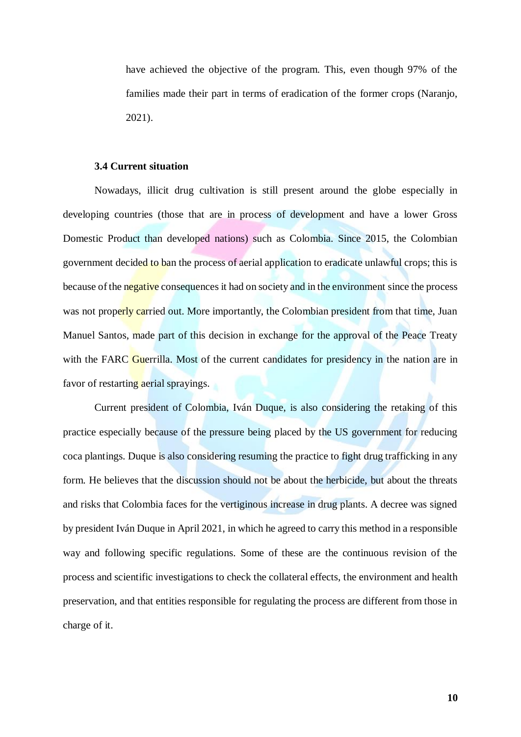have achieved the objective of the program. This, even though 97% of the families made their part in terms of eradication of the former crops (Naranjo, 2021).

### 3.4 Current situation

Nowadays, illicit drug cultivation is still present around the globe especially in developing countries (those that are in process of development and have a lower Gross Domestic Product than developed nations) such as Colombia. Since 2015, the Colombian government decided to ban the process of aerial application to eradicate unlawful crops; this is because of the negative consequences it had on society and in the environment since the process was not properly carried out. More importantly, the Colombian president from that time, Juan Manuel Santos, made part of this decision in exchange for the approval of the Peace Treaty with the FARC Guerrilla. Most of the current candidates for presidency in the nation are in favor of restarting aerial sprayings.

Current president of Colombia, Iván Duque, is also considering the retaking of this practice especially because of the pressure being placed by the US government for reducing coca plantings. Duque is also considering resuming the practice to fight drug trafficking in any form. He believes that the discussion should not be about the herbicide, but about the threats and risks that Colombia faces for the vertiginous increase in drug plants. A decree was signed by president Iván Duque in April 2021, in which he agreed to carry this method in a responsible way and following specific regulations. Some of these are the continuous revision of the process and scientific investigations to check the collateral effects, the environment and health preservation, and that entities responsible for regulating the process are different from those in charge of it.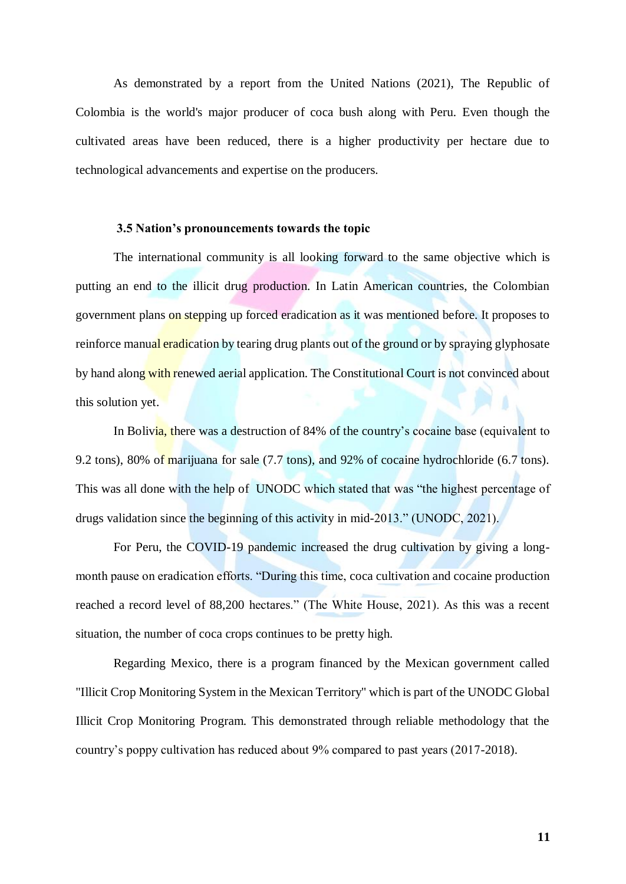As demonstrated by a report from the United Nations (2021), The Republic of Colombia is the world's major producer of coca bush along with Peru. Even though the cultivated areas have been reduced, there is a higher productivity per hectare due to technological advancements and expertise on the producers.

### 3.5 Nation's pronouncements towards the topic

The international community is all looking forward to the same objective which is putting an end to the illicit drug production. In Latin American countries, the Colombian government plans on stepping up forced eradication as it was mentioned before. It proposes to reinforce manual eradication by tearing drug plants out of the ground or by spraying glyphosate by hand along with renewed aerial application. The Constitutional Court is not convinced about this solution yet.

In Bolivia, there was a destruction of 84% of the country's cocaine base (equivalent to 9.2 tons), 80% of marijuana for sale (7.7 tons), and 92% of cocaine hydrochloride (6.7 tons). This was all done with the help of UNODC which stated that was "the highest percentage of drugs validation since the beginning of this activity in mid-2013." (UNODC, 2021).

For Peru, the COVID-19 pandemic increased the drug cultivation by giving a long-month pause on eradication efforts. "During this time, coca cultivation and cocaine production reached a record level of 88,200 hectares." (The White House, 2021). As this was a recent situation, the number of coca crops continues to be pretty high.

Regarding Mexico, there is a program financed by the Mexican government called "Illicit Crop Monitoring System in the Mexican Territory" which is part of the UNODC Global Illicit Crop Monitoring Program. This demonstrated through reliable methodology that the country's poppy cultivation has reduced about 9% compared to past years (2017-2018).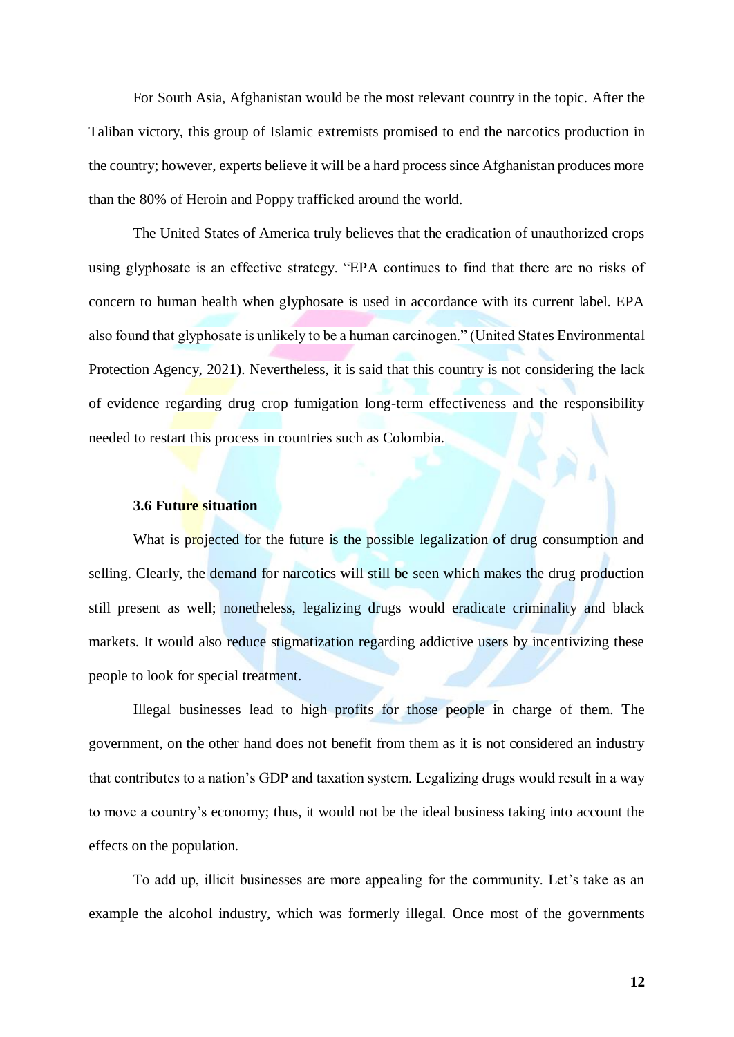For South Asia, Afghanistan would be the most relevant country in the topic. After the Taliban victory, this group of Islamic extremists promised to end the narcotics production in the country; however, experts believe it will be a hard process since Afghanistan produces more than the 80% of Heroin and Poppy trafficked around the world.

The United States of America truly believes that the eradication of unauthorized crops using glyphosate is an effective strategy. "EPA continues to find that there are no risks of concern to human health when glyphosate is used in accordance with its current label. EPA also found that glyphosate is unlikely to be a human carcinogen." (United States Environmental Protection Agency, 2021). Nevertheless, it is said that this country is not considering the lack of evidence regarding drug crop fumigation long-term effectiveness and the responsibility needed to restart this process in countries such as Colombia.

### 3.6 Future situation

What is projected for the future is the possible legalization of drug consumption and selling. Clearly, the demand for narcotics will still be seen which makes the drug production still present as well; nonetheless, legalizing drugs would eradicate criminality and black markets. It would also reduce stigmatization regarding addictive users by incentivizing these people to look for special treatment.

Illegal businesses lead to high profits for those people in charge of them. The government, on the other hand does not benefit from them as it is not considered an industry that contributes to a nation's GDP and taxation system. Legalizing drugs would result in a way to move a country's economy; thus, it would not be the ideal business taking into account the effects on the population.

To add up, illicit businesses are more appealing for the community. Let's take as an example the alcohol industry, which was formerly illegal. Once most of the governments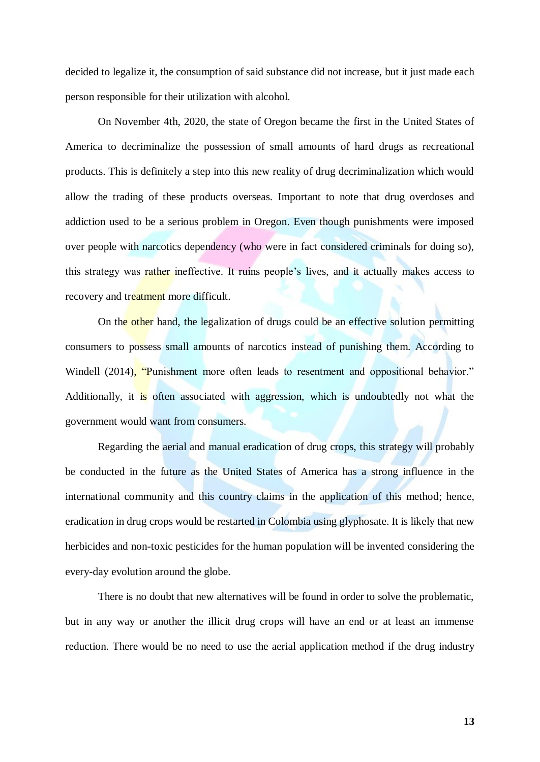decided to legalize it, the consumption of said substance did not increase, but it just made each person responsible for their utilization with alcohol.

On November 4th, 2020, the state of Oregon became the first in the United States of America to decriminalize the possession of small amounts of hard drugs as recreational products. This is definitely a step into this new reality of drug decriminalization which would allow the trading of these products overseas. Important to note that drug overdoses and addiction used to be a serious problem in Oregon. Even though punishments were imposed over people with narcotics dependency (who were in fact considered criminals for doing so), this strategy was rather ineffective. It ruins people's lives, and it actually makes access to recovery and treatment more difficult.

On the other hand, the legalization of drugs could be an effective solution permitting consumers to possess small amounts of narcotics instead of punishing them. According to Windell (2014), "Punishment more often leads to resentment and oppositional behavior." Additionally, it is often associated with aggression, which is undoubtedly not what the government would want from consumers.

Regarding the aerial and manual eradication of drug crops, this strategy will probably be conducted in the future as the United States of America has a strong influence in the international community and this country claims in the application of this method; hence, eradication in drug crops would be restarted in Colombia using glyphosate. It is likely that new herbicides and non-toxic pesticides for the human population will be invented considering the every-day evolution around the globe.

There is no doubt that new alternatives will be found in order to solve the problematic, but in any way or another the illicit drug crops will have an end or at least an immense reduction. There would be no need to use the aerial application method if the drug industry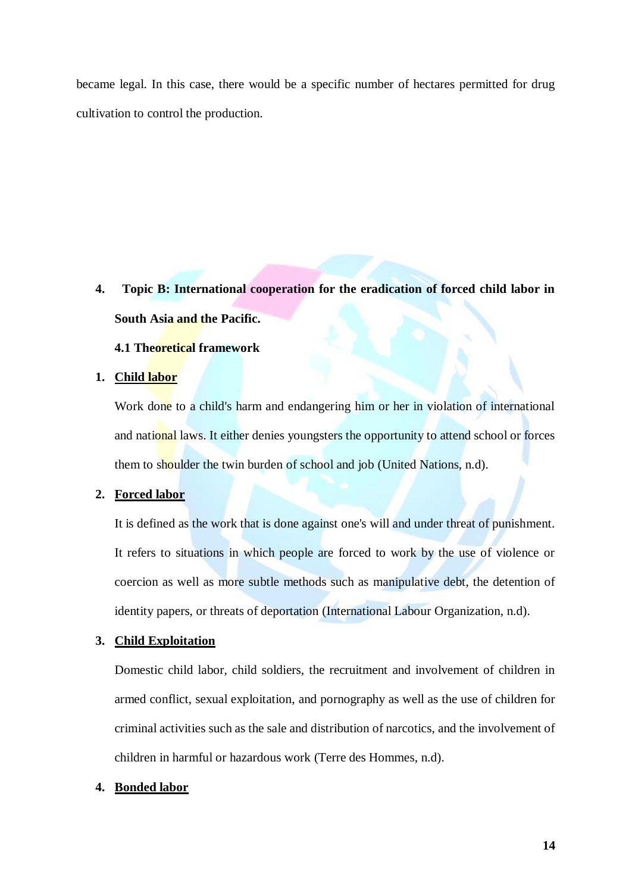became legal. In this case, there would be a specific number of hectares permitted for drug cultivation to control the production.

## 4. Topic B: International cooperation for the eradication of forced child labor in South Asia and the Pacific.

### 4.1 Theoretical framework

1. **Child labor**

   Work done to a child's harm and endangering him or her in violation of international and national laws. It either denies youngsters the opportunity to attend school or forces them to shoulder the twin burden of school and job (United Nations, n.d).

2. **Forced labor**

   It is defined as the work that is done against one's will and under threat of punishment. It refers to situations in which people are forced to work by the use of violence or coercion as well as more subtle methods such as manipulative debt, the detention of identity papers, or threats of deportation (International Labour Organization, n.d).

3. **Child Exploitation**

   Domestic child labor, child soldiers, the recruitment and involvement of children in armed conflict, sexual exploitation, and pornography as well as the use of children for criminal activities such as the sale and distribution of narcotics, and the involvement of children in harmful or hazardous work (Terre des Hommes, n.d).

4. **Bonded labor**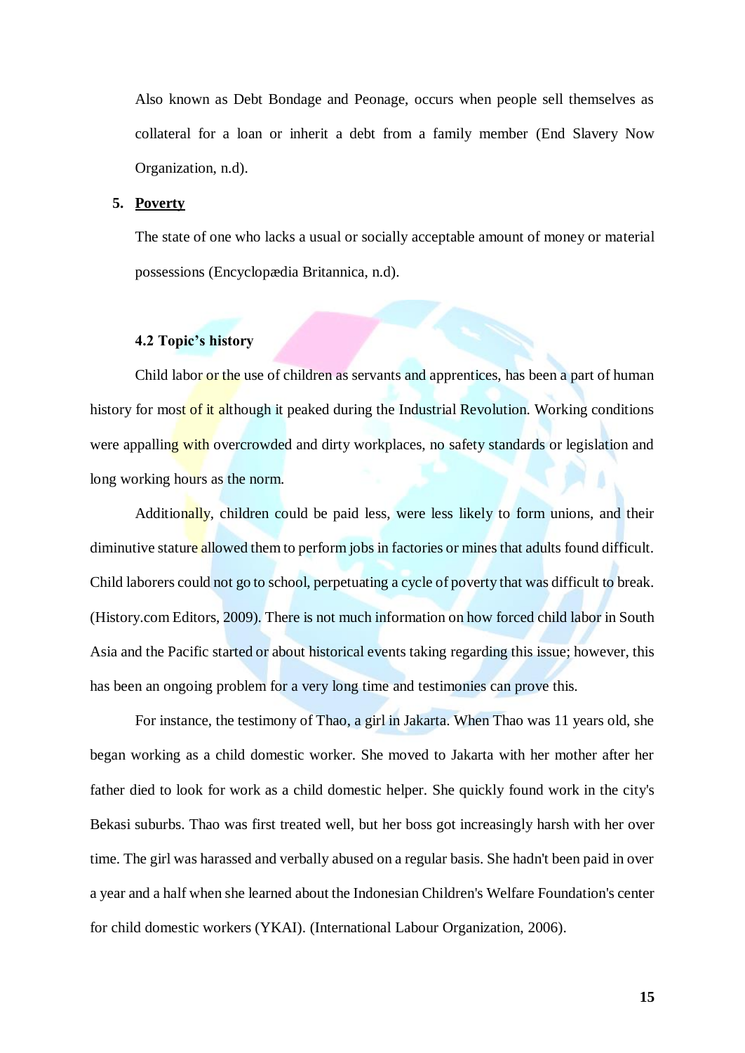Also known as Debt Bondage and Peonage, occurs when people sell themselves as collateral for a loan or inherit a debt from a family member (End Slavery Now Organization, n.d).

5. **Poverty**

The state of one who lacks a usual or socially acceptable amount of money or material possessions (Encyclopædia Britannica, n.d).

### 4.2 Topic's history

Child labor or the use of children as servants and apprentices, has been a part of human history for most of it although it peaked during the Industrial Revolution. Working conditions were appalling with overcrowded and dirty workplaces, no safety standards or legislation and long working hours as the norm.

Additionally, children could be paid less, were less likely to form unions, and their diminutive stature allowed them to perform jobs in factories or mines that adults found difficult. Child laborers could not go to school, perpetuating a cycle of poverty that was difficult to break. (History.com Editors, 2009). There is not much information on how forced child labor in South Asia and the Pacific started or about historical events taking regarding this issue; however, this has been an ongoing problem for a very long time and testimonies can prove this.

For instance, the testimony of Thao, a girl in Jakarta. When Thao was 11 years old, she began working as a child domestic worker. She moved to Jakarta with her mother after her father died to look for work as a child domestic helper. She quickly found work in the city's Bekasi suburbs. Thao was first treated well, but her boss got increasingly harsh with her over time. The girl was harassed and verbally abused on a regular basis. She hadn't been paid in over a year and a half when she learned about the Indonesian Children's Welfare Foundation's center for child domestic workers (YKAI). (International Labour Organization, 2006).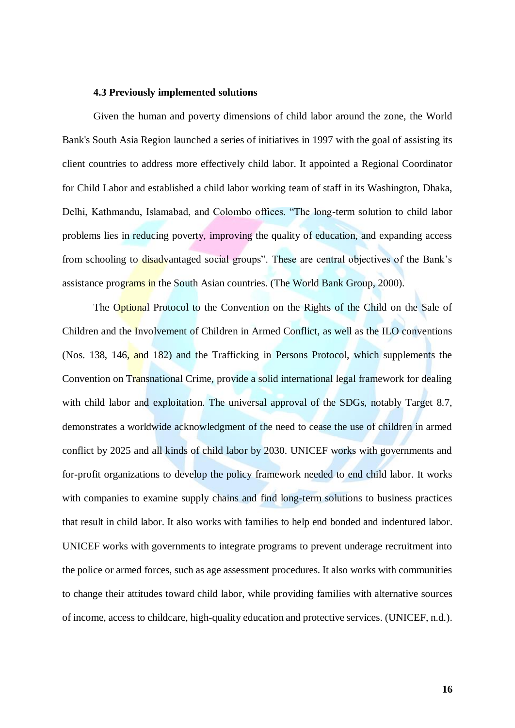**4.3 Previously implemented solutions**

Given the human and poverty dimensions of child labor around the zone, the World Bank's South Asia Region launched a series of initiatives in 1997 with the goal of assisting its client countries to address more effectively child labor. It appointed a Regional Coordinator for Child Labor and established a child labor working team of staff in its Washington, Dhaka, Delhi, Kathmandu, Islamabad, and Colombo offices. "The long-term solution to child labor problems lies in reducing poverty, improving the quality of education, and expanding access from schooling to disadvantaged social groups". These are central objectives of the Bank's assistance programs in the South Asian countries. (The World Bank Group, 2000).

The Optional Protocol to the Convention on the Rights of the Child on the Sale of Children and the Involvement of Children in Armed Conflict, as well as the ILO conventions (Nos. 138, 146, and 182) and the Trafficking in Persons Protocol, which supplements the Convention on Transnational Crime, provide a solid international legal framework for dealing with child labor and exploitation. The universal approval of the SDGs, notably Target 8.7, demonstrates a worldwide acknowledgment of the need to cease the use of children in armed conflict by 2025 and all kinds of child labor by 2030. UNICEF works with governments and for-profit organizations to develop the policy framework needed to end child labor. It works with companies to examine supply chains and find long-term solutions to business practices that result in child labor. It also works with families to help end bonded and indentured labor. UNICEF works with governments to integrate programs to prevent underage recruitment into the police or armed forces, such as age assessment procedures. It also works with communities to change their attitudes toward child labor, while providing families with alternative sources of income, access to childcare, high-quality education and protective services. (UNICEF, n.d.).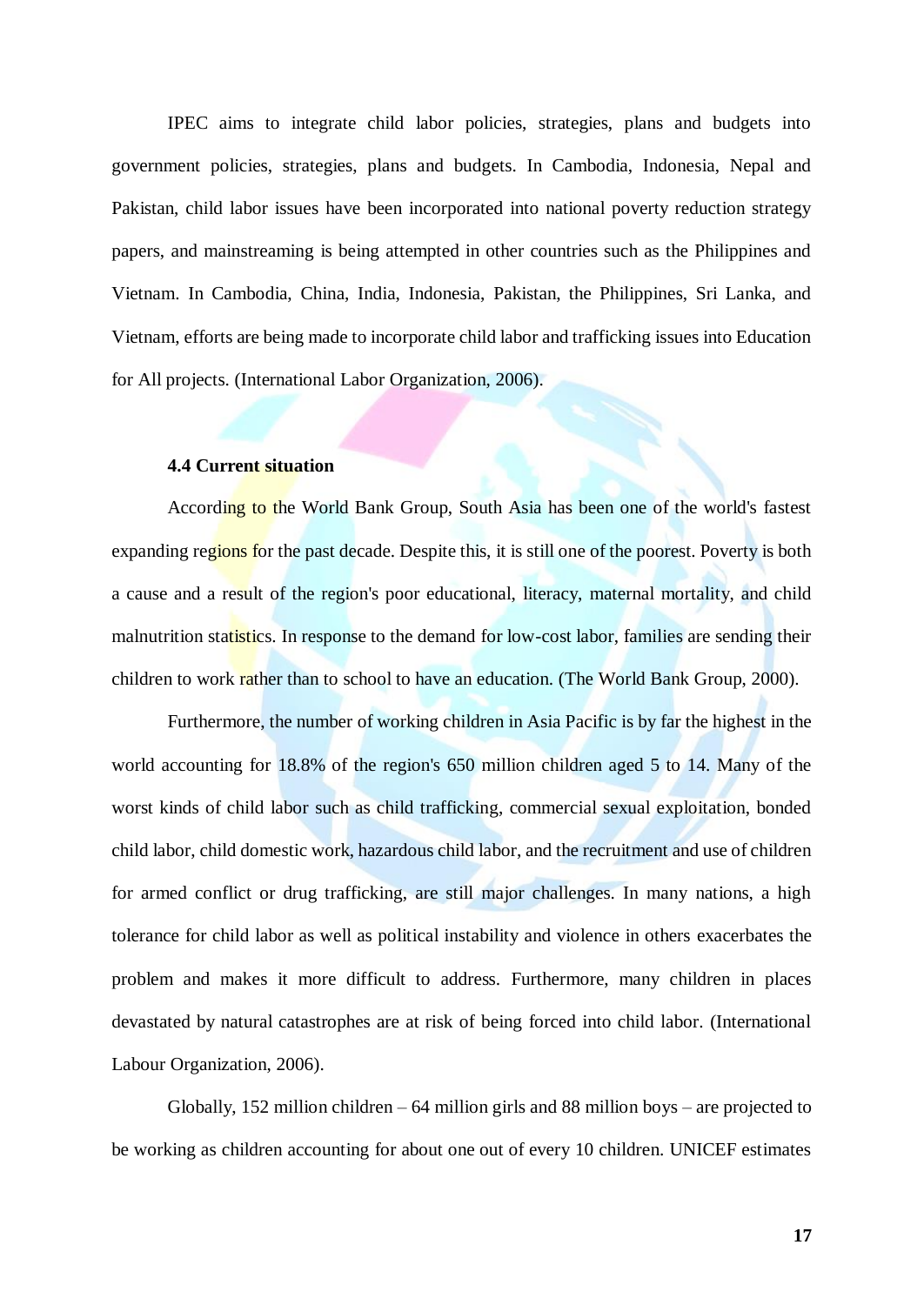IPEC aims to integrate child labor policies, strategies, plans and budgets into government policies, strategies, plans and budgets. In Cambodia, Indonesia, Nepal and Pakistan, child labor issues have been incorporated into national poverty reduction strategy papers, and mainstreaming is being attempted in other countries such as the Philippines and Vietnam. In Cambodia, China, India, Indonesia, Pakistan, the Philippines, Sri Lanka, and Vietnam, efforts are being made to incorporate child labor and trafficking issues into Education for All projects. (International Labor Organization, 2006).

### 4.4 Current situation

According to the World Bank Group, South Asia has been one of the world's fastest expanding regions for the past decade. Despite this, it is still one of the poorest. Poverty is both a cause and a result of the region's poor educational, literacy, maternal mortality, and child malnutrition statistics. In response to the demand for low-cost labor, families are sending their children to work rather than to school to have an education. (The World Bank Group, 2000).

Furthermore, the number of working children in Asia Pacific is by far the highest in the world accounting for 18.8% of the region's 650 million children aged 5 to 14. Many of the worst kinds of child labor such as child trafficking, commercial sexual exploitation, bonded child labor, child domestic work, hazardous child labor, and the recruitment and use of children for armed conflict or drug trafficking, are still major challenges. In many nations, a high tolerance for child labor as well as political instability and violence in others exacerbates the problem and makes it more difficult to address. Furthermore, many children in places devastated by natural catastrophes are at risk of being forced into child labor. (International Labour Organization, 2006).

Globally, 152 million children – 64 million girls and 88 million boys – are projected to be working as children accounting for about one out of every 10 children. UNICEF estimates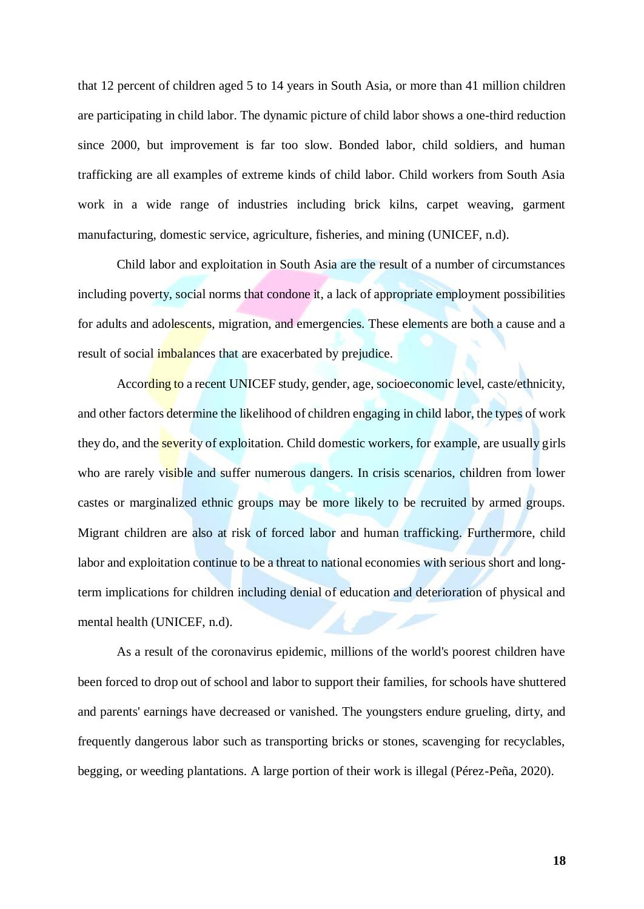that 12 percent of children aged 5 to 14 years in South Asia, or more than 41 million children are participating in child labor. The dynamic picture of child labor shows a one-third reduction since 2000, but improvement is far too slow. Bonded labor, child soldiers, and human trafficking are all examples of extreme kinds of child labor. Child workers from South Asia work in a wide range of industries including brick kilns, carpet weaving, garment manufacturing, domestic service, agriculture, fisheries, and mining (UNICEF, n.d).

Child labor and exploitation in South Asia are the result of a number of circumstances including poverty, social norms that condone it, a lack of appropriate employment possibilities for adults and adolescents, migration, and emergencies. These elements are both a cause and a result of social imbalances that are exacerbated by prejudice.

According to a recent UNICEF study, gender, age, socioeconomic level, caste/ethnicity, and other factors determine the likelihood of children engaging in child labor, the types of work they do, and the severity of exploitation. Child domestic workers, for example, are usually girls who are rarely visible and suffer numerous dangers. In crisis scenarios, children from lower castes or marginalized ethnic groups may be more likely to be recruited by armed groups. Migrant children are also at risk of forced labor and human trafficking. Furthermore, child labor and exploitation continue to be a threat to national economies with serious short and long-term implications for children including denial of education and deterioration of physical and mental health (UNICEF, n.d).

As a result of the coronavirus epidemic, millions of the world's poorest children have been forced to drop out of school and labor to support their families, for schools have shuttered and parents' earnings have decreased or vanished. The youngsters endure grueling, dirty, and frequently dangerous labor such as transporting bricks or stones, scavenging for recyclables, begging, or weeding plantations. A large portion of their work is illegal (Pérez-Peña, 2020).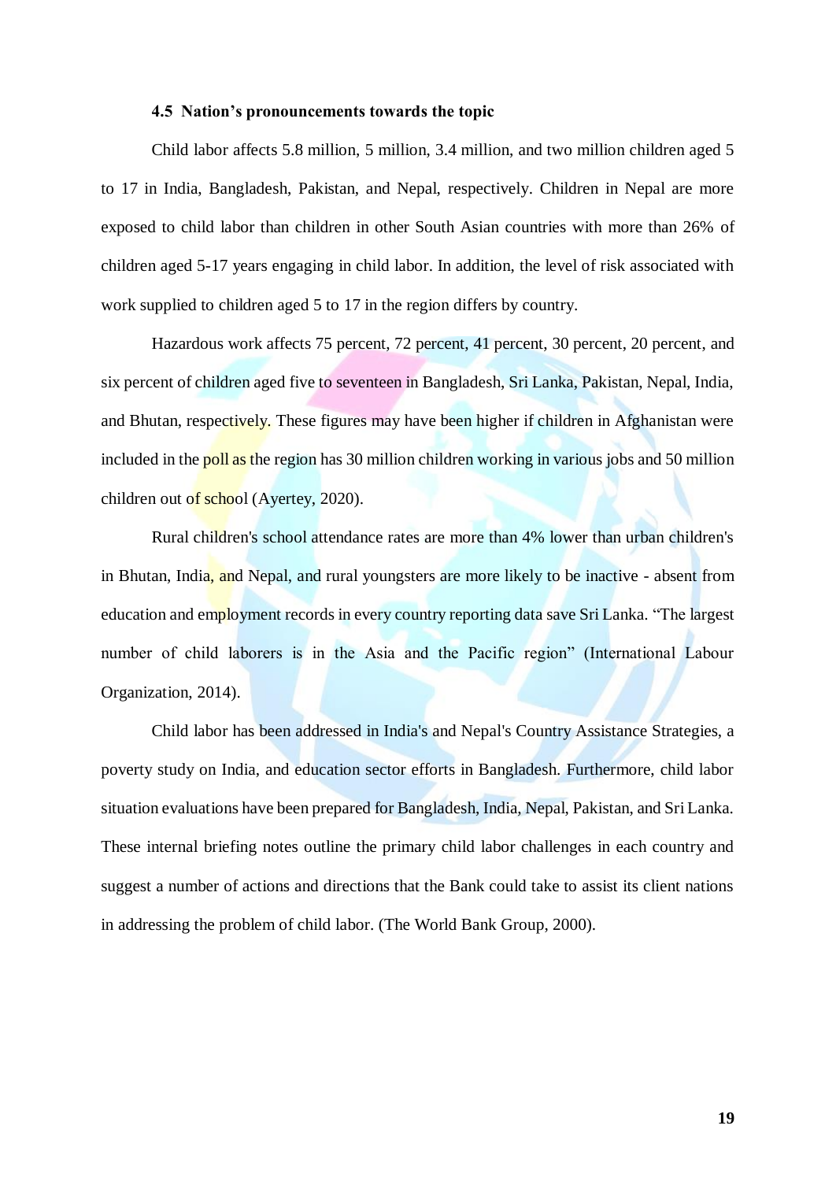### 4.5 Nation's pronouncements towards the topic

Child labor affects 5.8 million, 5 million, 3.4 million, and two million children aged 5 to 17 in India, Bangladesh, Pakistan, and Nepal, respectively. Children in Nepal are more exposed to child labor than children in other South Asian countries with more than 26% of children aged 5-17 years engaging in child labor. In addition, the level of risk associated with work supplied to children aged 5 to 17 in the region differs by country.

Hazardous work affects 75 percent, 72 percent, 41 percent, 30 percent, 20 percent, and six percent of children aged five to seventeen in Bangladesh, Sri Lanka, Pakistan, Nepal, India, and Bhutan, respectively. These figures may have been higher if children in Afghanistan were included in the poll as the region has 30 million children working in various jobs and 50 million children out of school (Ayertey, 2020).

Rural children's school attendance rates are more than 4% lower than urban children's in Bhutan, India, and Nepal, and rural youngsters are more likely to be inactive - absent from education and employment records in every country reporting data save Sri Lanka. "The largest number of child laborers is in the Asia and the Pacific region" (International Labour Organization, 2014).

Child labor has been addressed in India's and Nepal's Country Assistance Strategies, a poverty study on India, and education sector efforts in Bangladesh. Furthermore, child labor situation evaluations have been prepared for Bangladesh, India, Nepal, Pakistan, and Sri Lanka. These internal briefing notes outline the primary child labor challenges in each country and suggest a number of actions and directions that the Bank could take to assist its client nations in addressing the problem of child labor. (The World Bank Group, 2000).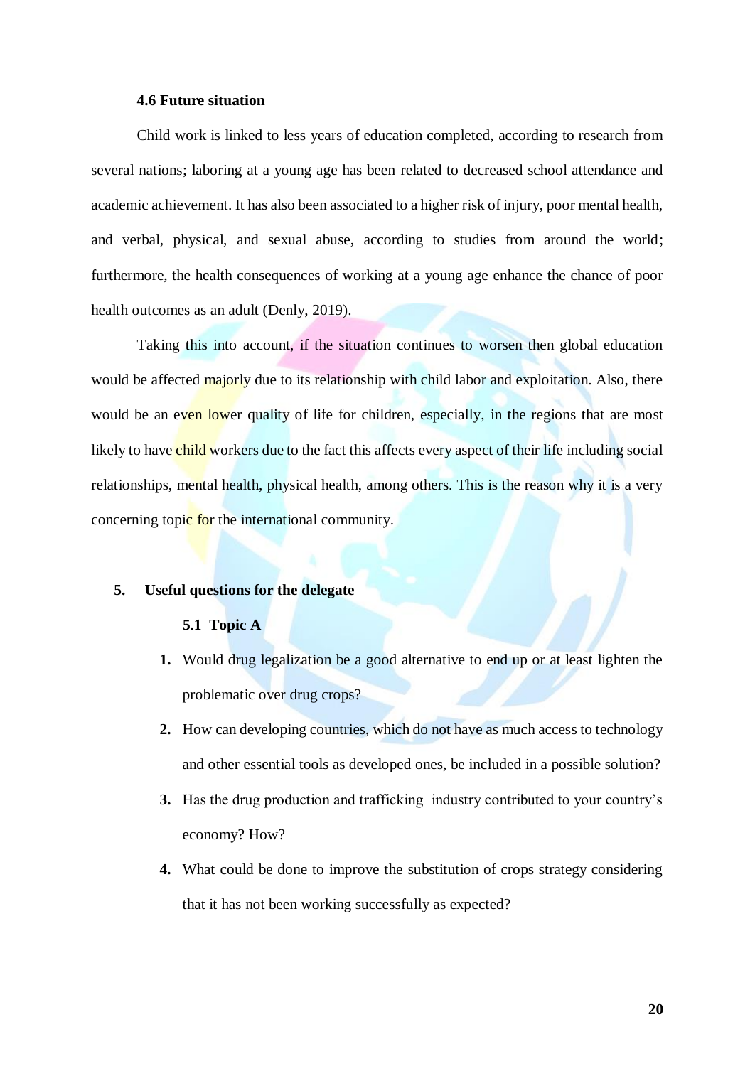### 4.6 Future situation

Child work is linked to less years of education completed, according to research from several nations; laboring at a young age has been related to decreased school attendance and academic achievement. It has also been associated to a higher risk of injury, poor mental health, and verbal, physical, and sexual abuse, according to studies from around the world; furthermore, the health consequences of working at a young age enhance the chance of poor health outcomes as an adult (Denly, 2019).

Taking this into account, if the situation continues to worsen then global education would be affected majorly due to its relationship with child labor and exploitation. Also, there would be an even lower quality of life for children, especially, in the regions that are most likely to have child workers due to the fact this affects every aspect of their life including social relationships, mental health, physical health, among others. This is the reason why it is a very concerning topic for the international community.

## 5. Useful questions for the delegate

### 5.1 Topic A

1. Would drug legalization be a good alternative to end up or at least lighten the problematic over drug crops?
2. How can developing countries, which do not have as much access to technology and other essential tools as developed ones, be included in a possible solution?
3. Has the drug production and trafficking industry contributed to your country's economy? How?
4. What could be done to improve the substitution of crops strategy considering that it has not been working successfully as expected?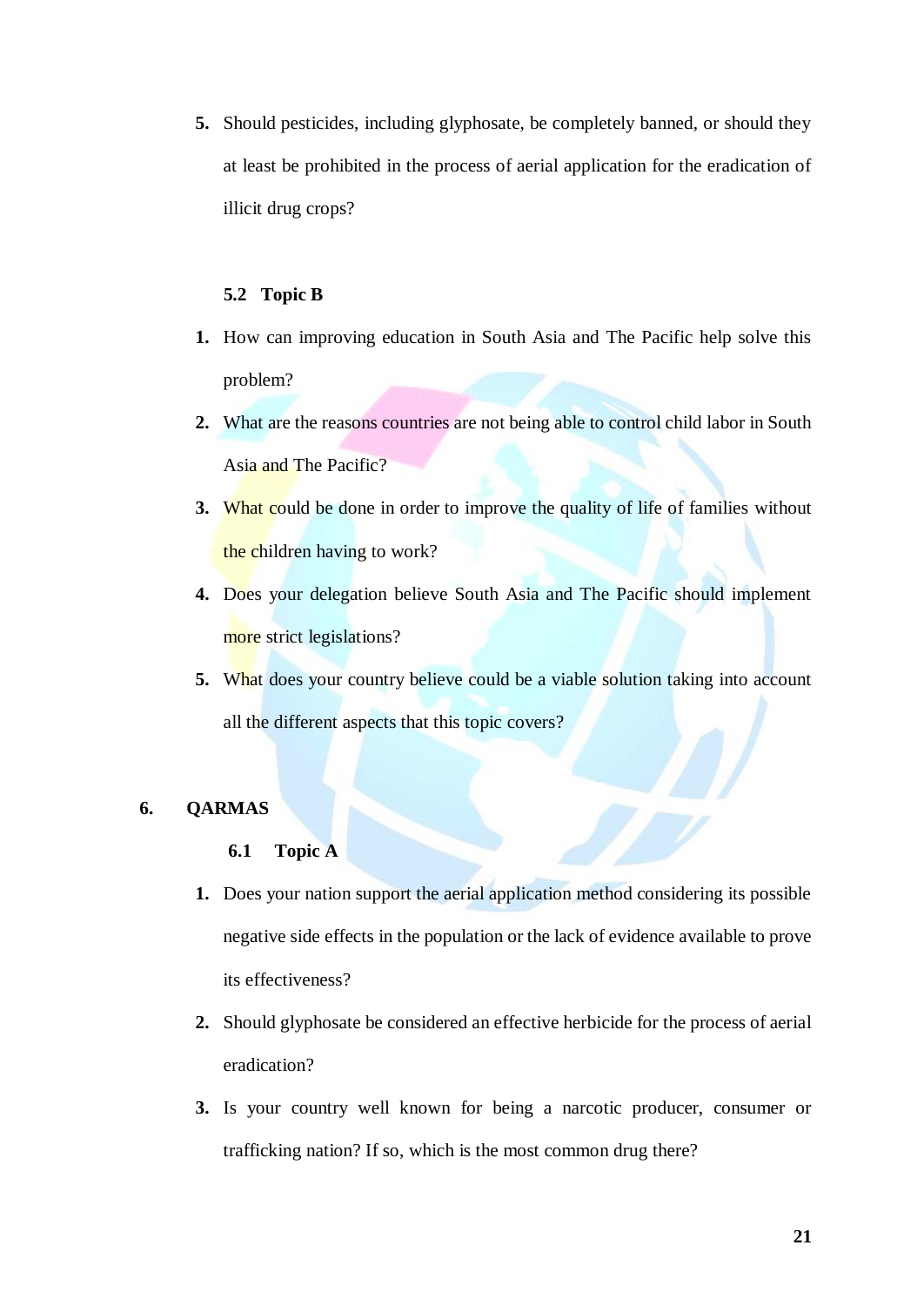5. Should pesticides, including glyphosate, be completely banned, or should they at least be prohibited in the process of aerial application for the eradication of illicit drug crops?

### 5.2 Topic B

1. How can improving education in South Asia and The Pacific help solve this problem?
2. What are the reasons countries are not being able to control child labor in South Asia and The Pacific?
3. What could be done in order to improve the quality of life of families without the children having to work?
4. Does your delegation believe South Asia and The Pacific should implement more strict legislations?
5. What does your country believe could be a viable solution taking into account all the different aspects that this topic covers?

## 6. QARMAS

### 6.1 Topic A

1. Does your nation support the aerial application method considering its possible negative side effects in the population or the lack of evidence available to prove its effectiveness?
2. Should glyphosate be considered an effective herbicide for the process of aerial eradication?
3. Is your country well known for being a narcotic producer, consumer or trafficking nation? If so, which is the most common drug there?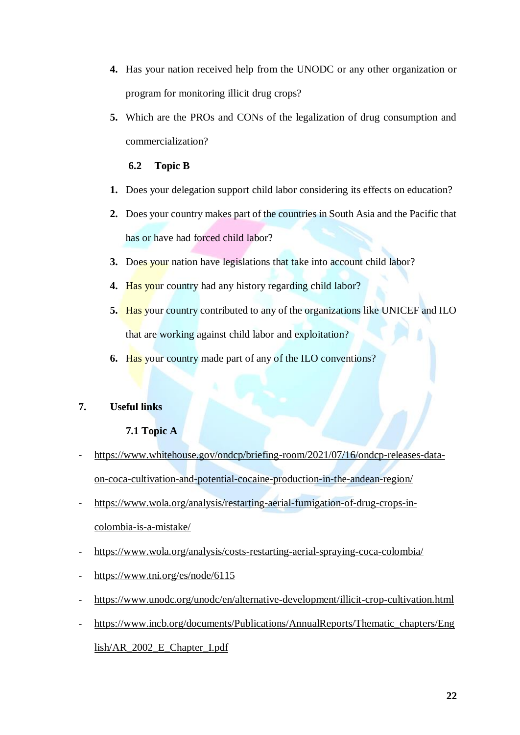4. Has your nation received help from the UNODC or any other organization or program for monitoring illicit drug crops?
5. Which are the PROs and CONs of the legalization of drug consumption and commercialization?

### 6.2 Topic B

1. Does your delegation support child labor considering its effects on education?
2. Does your country makes part of the countries in South Asia and the Pacific that has or have had forced child labor?
3. Does your nation have legislations that take into account child labor?
4. Has your country had any history regarding child labor?
5. Has your country contributed to any of the organizations like UNICEF and ILO that are working against child labor and exploitation?
6. Has your country made part of any of the ILO conventions?

## 7. Useful links

### 7.1 Topic A

- https://www.whitehouse.gov/ondcp/briefing-room/2021/07/16/ondcp-releases-data-on-coca-cultivation-and-potential-cocaine-production-in-the-andean-region/
- https://www.wola.org/analysis/restarting-aerial-fumigation-of-drug-crops-in-colombia-is-a-mistake/
- https://www.wola.org/analysis/costs-restarting-aerial-spraying-coca-colombia/
- https://www.tni.org/es/node/6115
- https://www.unodc.org/unodc/en/alternative-development/illicit-crop-cultivation.html
- https://www.incb.org/documents/Publications/AnnualReports/Thematic_chapters/English/AR_2002_E_Chapter_I.pdf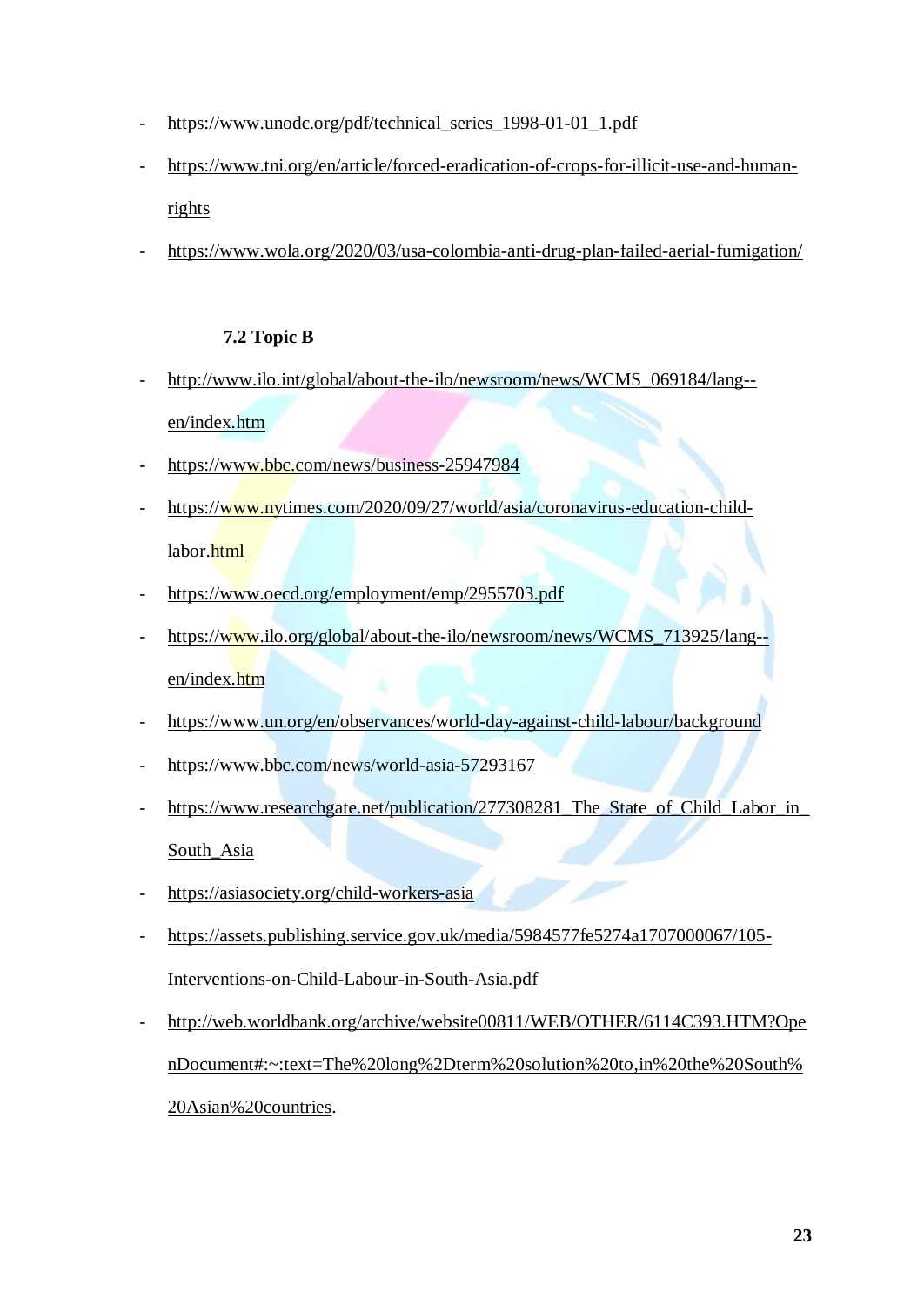- https://www.unodc.org/pdf/technical_series_1998-01-01_1.pdf
- https://www.tni.org/en/article/forced-eradication-of-crops-for-illicit-use-and-human-rights
- https://www.wola.org/2020/03/usa-colombia-anti-drug-plan-failed-aerial-fumigation/

### 7.2 Topic B

- http://www.ilo.int/global/about-the-ilo/newsroom/news/WCMS_069184/lang--en/index.htm
- https://www.bbc.com/news/business-25947984
- https://www.nytimes.com/2020/09/27/world/asia/coronavirus-education-child-labor.html
- https://www.oecd.org/employment/emp/2955703.pdf
- https://www.ilo.org/global/about-the-ilo/newsroom/news/WCMS_713925/lang--en/index.htm
- https://www.un.org/en/observances/world-day-against-child-labour/background
- https://www.bbc.com/news/world-asia-57293167
- https://www.researchgate.net/publication/277308281_The_State_of_Child_Labor_in_South_Asia
- https://asiasociety.org/child-workers-asia
- https://assets.publishing.service.gov.uk/media/5984577fe5274a1707000067/105-Interventions-on-Child-Labour-in-South-Asia.pdf
- http://web.worldbank.org/archive/website00811/WEB/OTHER/6114C393.HTM?OpenDocument#:~:text=The%20long%2Dterm%20solution%20to,in%20the%20South%20Asian%20countries.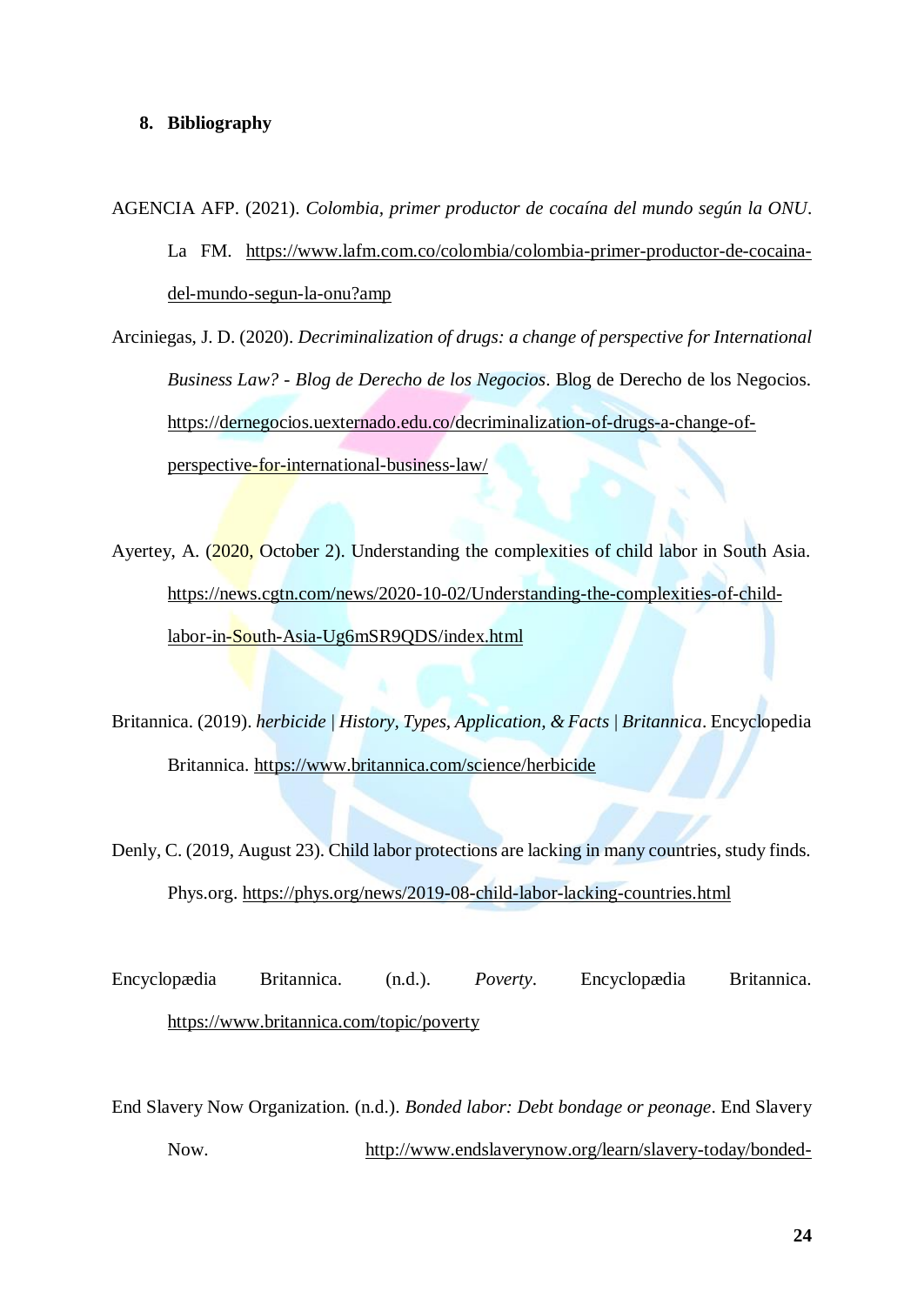## 8. Bibliography

AGENCIA AFP. (2021). *Colombia, primer productor de cocaína del mundo según la ONU*. La FM. https://www.lafm.com.co/colombia/colombia-primer-productor-de-cocaina-del-mundo-segun-la-onu?amp

Arciniegas, J. D. (2020). *Decriminalization of drugs: a change of perspective for International Business Law? - Blog de Derecho de los Negocios*. Blog de Derecho de los Negocios. https://dernegocios.uexternado.edu.co/decriminalization-of-drugs-a-change-of-perspective-for-international-business-law/

Ayertey, A. (2020, October 2). Understanding the complexities of child labor in South Asia. https://news.cgtn.com/news/2020-10-02/Understanding-the-complexities-of-child-labor-in-South-Asia-Ug6mSR9QDS/index.html

Britannica. (2019). *herbicide | History, Types, Application, & Facts | Britannica*. Encyclopedia Britannica. https://www.britannica.com/science/herbicide

Denly, C. (2019, August 23). Child labor protections are lacking in many countries, study finds. Phys.org. https://phys.org/news/2019-08-child-labor-lacking-countries.html

Encyclopædia Britannica. (n.d.). *Poverty*. Encyclopædia Britannica. https://www.britannica.com/topic/poverty

End Slavery Now Organization. (n.d.). *Bonded labor: Debt bondage or peonage*. End Slavery Now. http://www.endslaverynow.org/learn/slavery-today/bonded-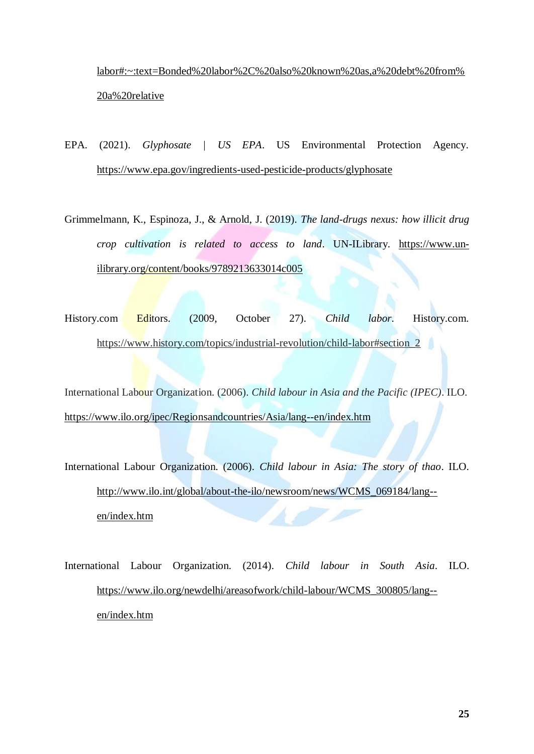labor#:~:text=Bonded%20labor%2C%20also%20known%20as,a%20debt%20from%20a%20relative

EPA. (2021). *Glyphosate | US EPA*. US Environmental Protection Agency. https://www.epa.gov/ingredients-used-pesticide-products/glyphosate

Grimmelmann, K., Espinoza, J., & Arnold, J. (2019). *The land-drugs nexus: how illicit drug crop cultivation is related to access to land*. UN-ILibrary. https://www.un-ilibrary.org/content/books/9789213633014c005

History.com Editors. (2009, October 27). *Child labor*. History.com. https://www.history.com/topics/industrial-revolution/child-labor#section_2

International Labour Organization. (2006). *Child labour in Asia and the Pacific (IPEC)*. ILO. https://www.ilo.org/ipec/Regionsandcountries/Asia/lang--en/index.htm

International Labour Organization. (2006). *Child labour in Asia: The story of thao*. ILO. http://www.ilo.int/global/about-the-ilo/newsroom/news/WCMS_069184/lang--en/index.htm

International Labour Organization. (2014). *Child labour in South Asia*. ILO. https://www.ilo.org/newdelhi/areasofwork/child-labour/WCMS_300805/lang--en/index.htm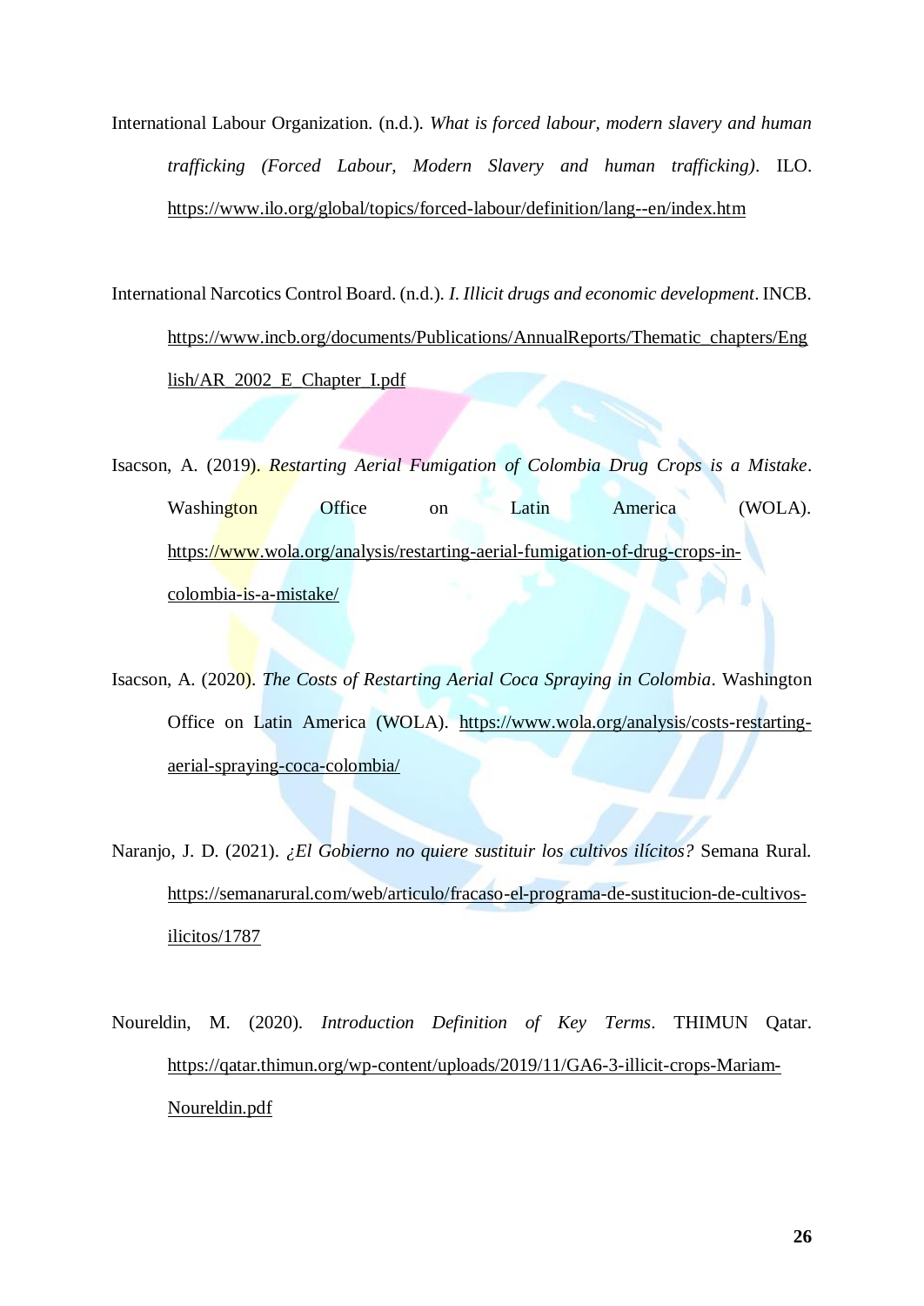International Labour Organization. (n.d.). *What is forced labour, modern slavery and human trafficking (Forced Labour, Modern Slavery and human trafficking)*. ILO. https://www.ilo.org/global/topics/forced-labour/definition/lang--en/index.htm

International Narcotics Control Board. (n.d.). *I. Illicit drugs and economic development*. INCB. https://www.incb.org/documents/Publications/AnnualReports/Thematic_chapters/English/AR_2002_E_Chapter_I.pdf

Isacson, A. (2019). *Restarting Aerial Fumigation of Colombia Drug Crops is a Mistake*. Washington Office on Latin America (WOLA). https://www.wola.org/analysis/restarting-aerial-fumigation-of-drug-crops-in-colombia-is-a-mistake/

Isacson, A. (2020). *The Costs of Restarting Aerial Coca Spraying in Colombia*. Washington Office on Latin America (WOLA). https://www.wola.org/analysis/costs-restarting-aerial-spraying-coca-colombia/

Naranjo, J. D. (2021). *¿El Gobierno no quiere sustituir los cultivos ilícitos?* Semana Rural. https://semanarural.com/web/articulo/fracaso-el-programa-de-sustitucion-de-cultivos-ilicitos/1787

Noureldin, M. (2020). *Introduction Definition of Key Terms*. THIMUN Qatar. https://qatar.thimun.org/wp-content/uploads/2019/11/GA6-3-illicit-crops-Mariam-Noureldin.pdf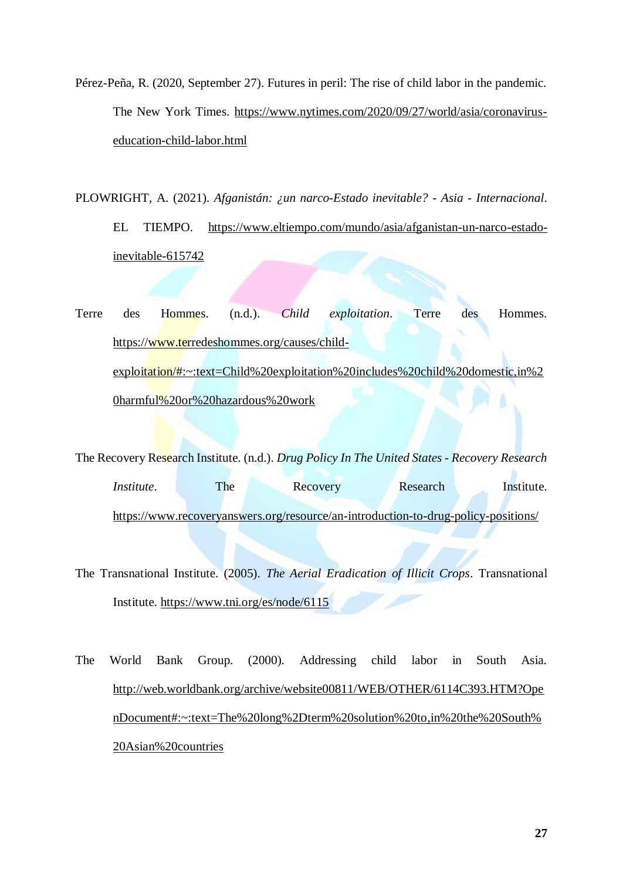Pérez-Peña, R. (2020, September 27). Futures in peril: The rise of child labor in the pandemic. The New York Times. https://www.nytimes.com/2020/09/27/world/asia/coronavirus-education-child-labor.html

PLOWRIGHT, A. (2021). *Afganistán: ¿un narco-Estado inevitable? - Asia - Internacional*. EL TIEMPO. https://www.eltiempo.com/mundo/asia/afganistan-un-narco-estado-inevitable-615742

Terre des Hommes. (n.d.). *Child exploitation*. Terre des Hommes. https://www.terredeshommes.org/causes/child-exploitation/#:~:text=Child%20exploitation%20includes%20child%20domestic,in%20harmful%20or%20hazardous%20work

The Recovery Research Institute. (n.d.). *Drug Policy In The United States - Recovery Research Institute*. The Recovery Research Institute. https://www.recoveryanswers.org/resource/an-introduction-to-drug-policy-positions/

The Transnational Institute. (2005). *The Aerial Eradication of Illicit Crops*. Transnational Institute. https://www.tni.org/es/node/6115

The World Bank Group. (2000). Addressing child labor in South Asia. http://web.worldbank.org/archive/website00811/WEB/OTHER/6114C393.HTM?OpenDocument#:~:text=The%20long%2Dterm%20solution%20to,in%20the%20South%20Asian%20countries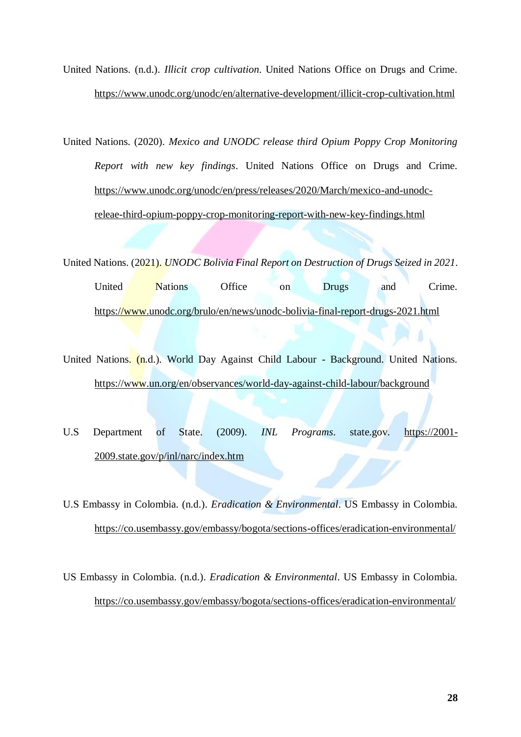United Nations. (n.d.). *Illicit crop cultivation*. United Nations Office on Drugs and Crime. https://www.unodc.org/unodc/en/alternative-development/illicit-crop-cultivation.html

United Nations. (2020). *Mexico and UNODC release third Opium Poppy Crop Monitoring Report with new key findings*. United Nations Office on Drugs and Crime. https://www.unodc.org/unodc/en/press/releases/2020/March/mexico-and-unodc-releae-third-opium-poppy-crop-monitoring-report-with-new-key-findings.html

United Nations. (2021). *UNODC Bolivia Final Report on Destruction of Drugs Seized in 2021*. United Nations Office on Drugs and Crime. https://www.unodc.org/brulo/en/news/unodc-bolivia-final-report-drugs-2021.html

United Nations. (n.d.). World Day Against Child Labour - Background. United Nations. https://www.un.org/en/observances/world-day-against-child-labour/background

U.S Department of State. (2009). *INL Programs*. state.gov. https://2001-2009.state.gov/p/inl/narc/index.htm

U.S Embassy in Colombia. (n.d.). *Eradication & Environmental*. US Embassy in Colombia. https://co.usembassy.gov/embassy/bogota/sections-offices/eradication-environmental/

US Embassy in Colombia. (n.d.). *Eradication & Environmental*. US Embassy in Colombia. https://co.usembassy.gov/embassy/bogota/sections-offices/eradication-environmental/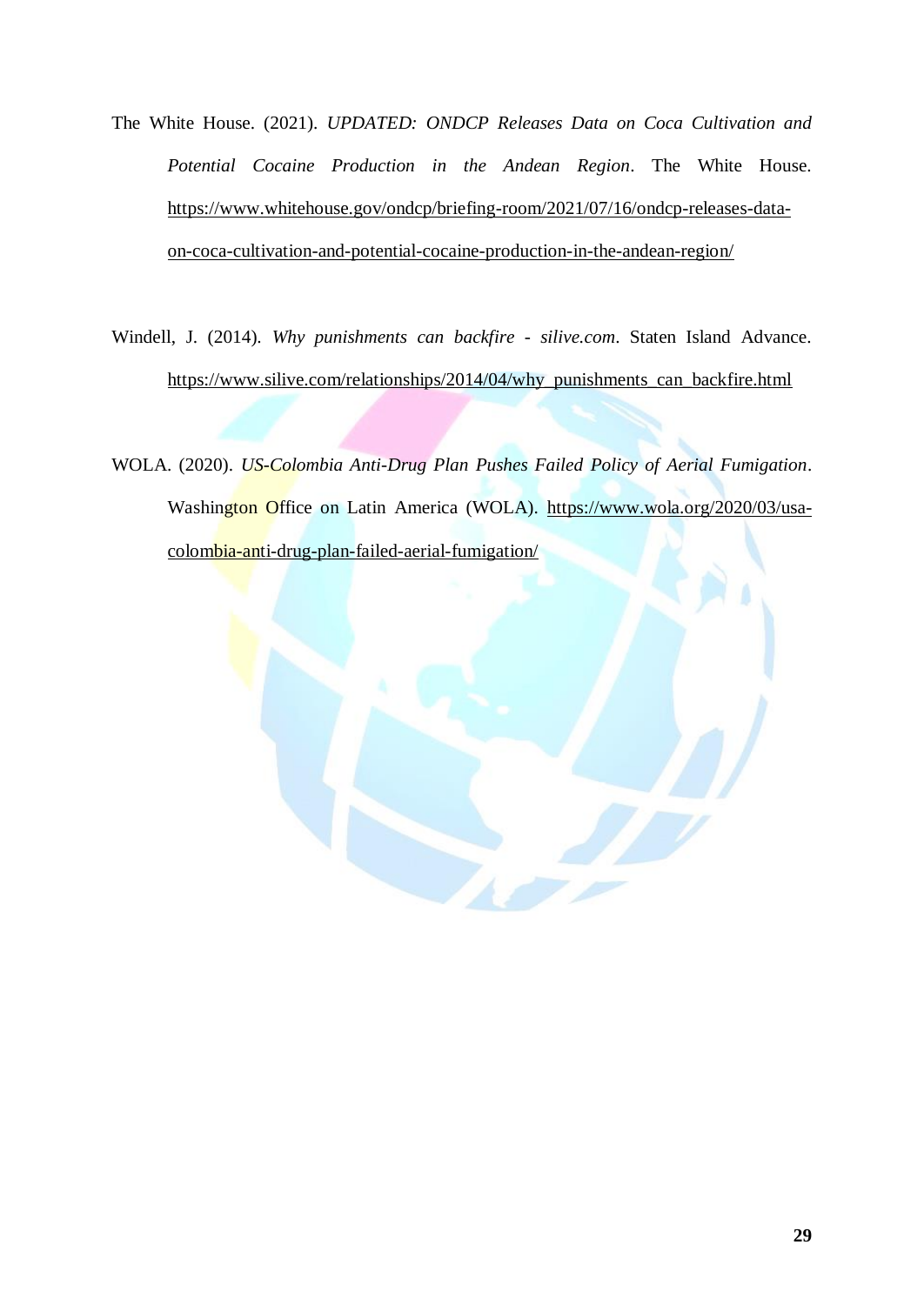The White House. (2021). *UPDATED: ONDCP Releases Data on Coca Cultivation and Potential Cocaine Production in the Andean Region*. The White House. https://www.whitehouse.gov/ondcp/briefing-room/2021/07/16/ondcp-releases-data-on-coca-cultivation-and-potential-cocaine-production-in-the-andean-region/

Windell, J. (2014). *Why punishments can backfire - silive.com*. Staten Island Advance. https://www.silive.com/relationships/2014/04/why_punishments_can_backfire.html

WOLA. (2020). *US-Colombia Anti-Drug Plan Pushes Failed Policy of Aerial Fumigation*. Washington Office on Latin America (WOLA). https://www.wola.org/2020/03/usa-colombia-anti-drug-plan-failed-aerial-fumigation/